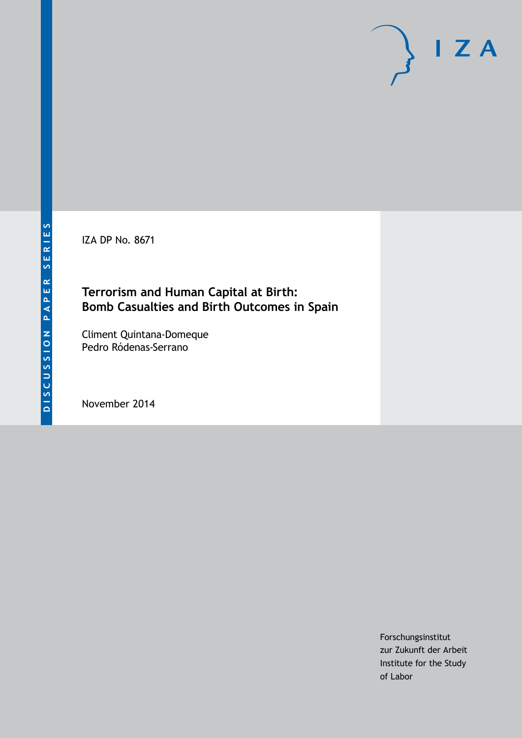DISCUSSION PAPER SERIES

IZA DP No. 8671

# Terrorism and Human Capital at Birth: Bomb Casualties and Birth Outcomes in Spain

Climent Quintana-Domeque
Pedro Ródenas-Serrano

November 2014

Forschungsinstitut
zur Zukunft der Arbeit
Institute for the Study
of Labor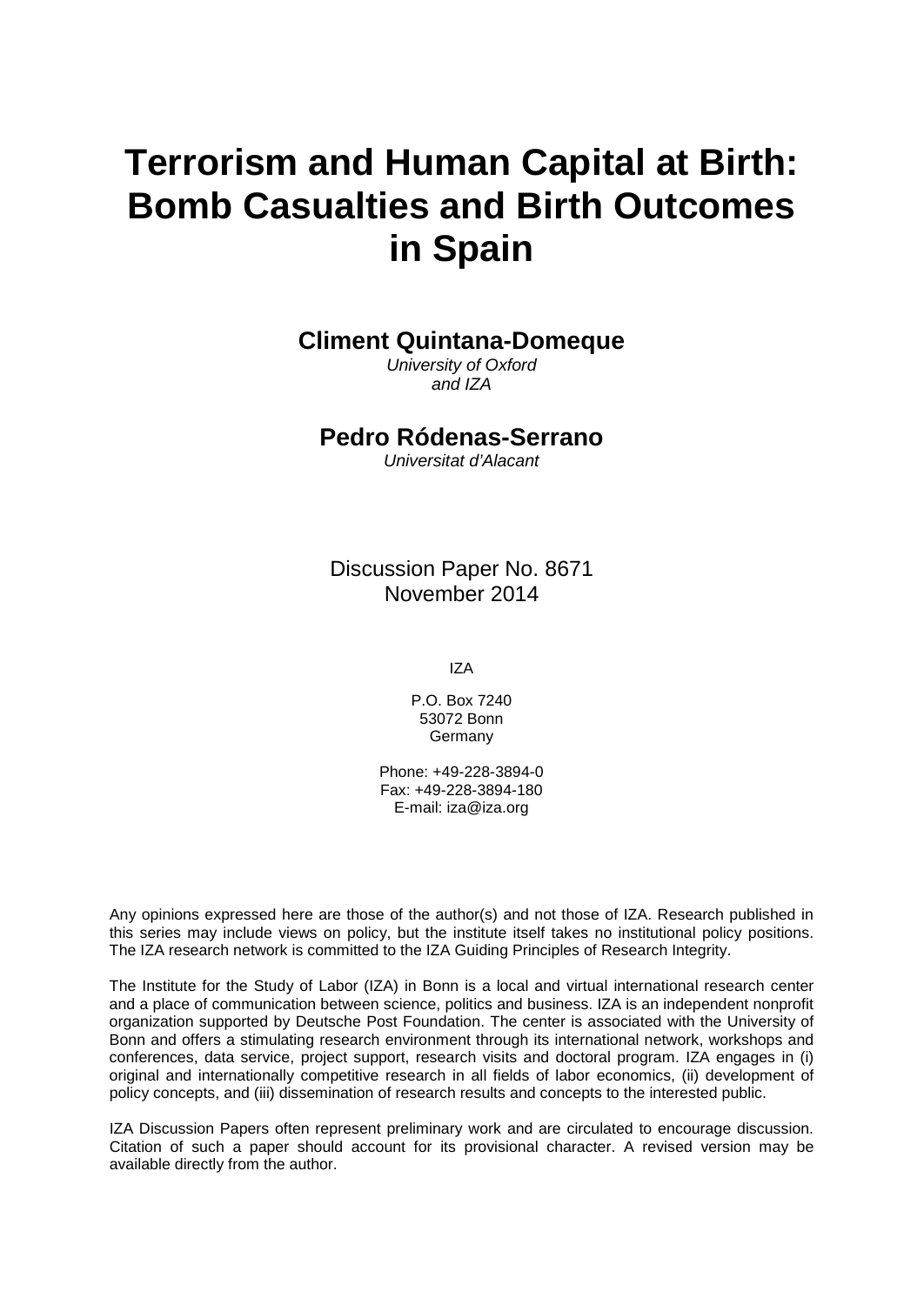# Terrorism and Human Capital at Birth: Bomb Casualties and Birth Outcomes in Spain

**Climent Quintana-Domeque**
*University of Oxford and IZA*

**Pedro Ródenas-Serrano**
*Universitat d'Alacant*

Discussion Paper No. 8671
November 2014

IZA

P.O. Box 7240
53072 Bonn
Germany

Phone: +49-228-3894-0
Fax: +49-228-3894-180
E-mail: iza@iza.org

Any opinions expressed here are those of the author(s) and not those of IZA. Research published in this series may include views on policy, but the institute itself takes no institutional policy positions. The IZA research network is committed to the IZA Guiding Principles of Research Integrity.

The Institute for the Study of Labor (IZA) in Bonn is a local and virtual international research center and a place of communication between science, politics and business. IZA is an independent nonprofit organization supported by Deutsche Post Foundation. The center is associated with the University of Bonn and offers a stimulating research environment through its international network, workshops and conferences, data service, project support, research visits and doctoral program. IZA engages in (i) original and internationally competitive research in all fields of labor economics, (ii) development of policy concepts, and (iii) dissemination of research results and concepts to the interested public.

IZA Discussion Papers often represent preliminary work and are circulated to encourage discussion. Citation of such a paper should account for its provisional character. A revised version may be available directly from the author.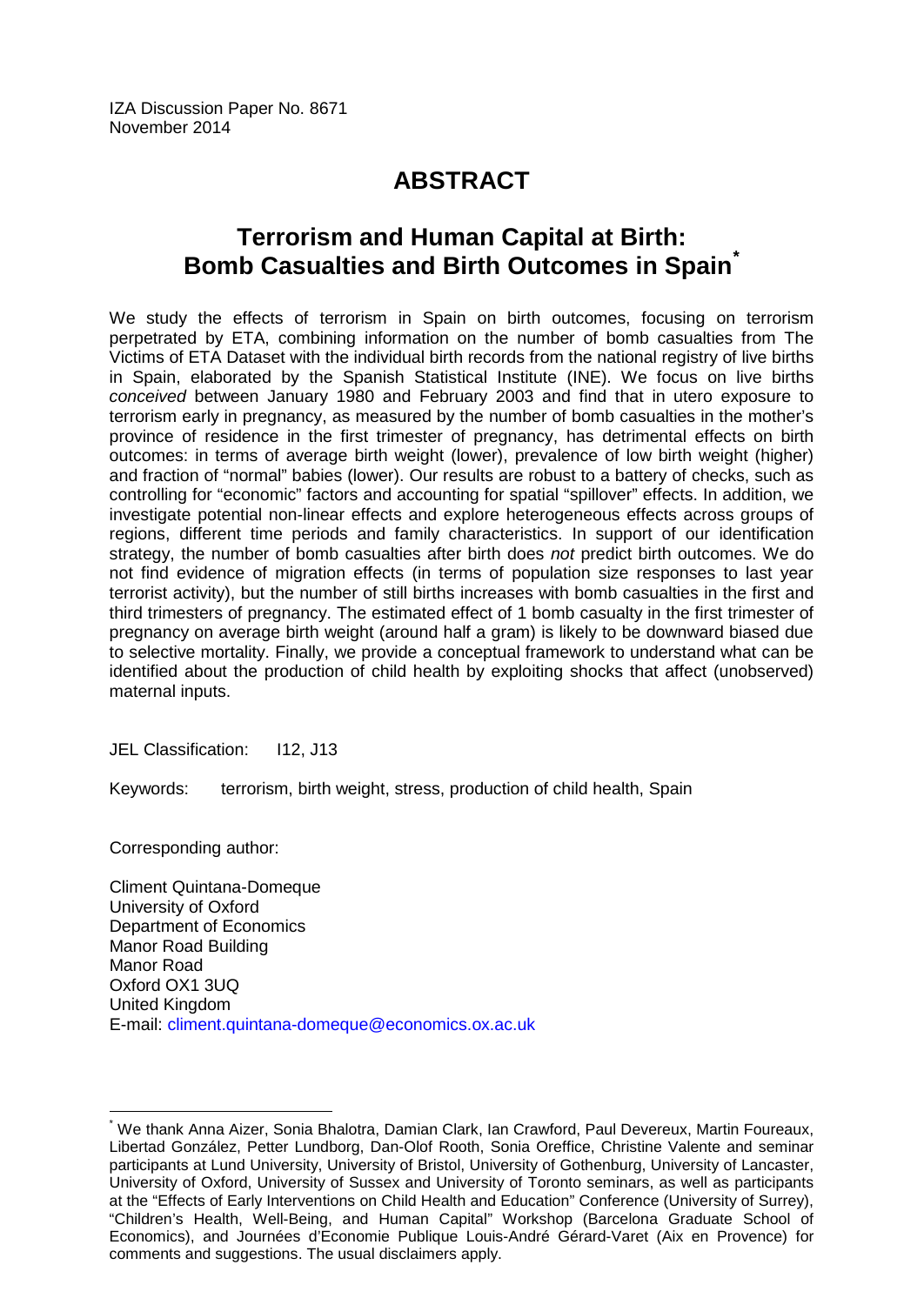IZA Discussion Paper No. 8671
November 2014

# ABSTRACT

## Terrorism and Human Capital at Birth: Bomb Casualties and Birth Outcomes in Spain[*]

We study the effects of terrorism in Spain on birth outcomes, focusing on terrorism perpetrated by ETA, combining information on the number of bomb casualties from The Victims of ETA Dataset with the individual birth records from the national registry of live births in Spain, elaborated by the Spanish Statistical Institute (INE). We focus on live births *conceived* between January 1980 and February 2003 and find that in utero exposure to terrorism early in pregnancy, as measured by the number of bomb casualties in the mother's province of residence in the first trimester of pregnancy, has detrimental effects on birth outcomes: in terms of average birth weight (lower), prevalence of low birth weight (higher) and fraction of "normal" babies (lower). Our results are robust to a battery of checks, such as controlling for "economic" factors and accounting for spatial "spillover" effects. In addition, we investigate potential non-linear effects and explore heterogeneous effects across groups of regions, different time periods and family characteristics. In support of our identification strategy, the number of bomb casualties after birth does *not* predict birth outcomes. We do not find evidence of migration effects (in terms of population size responses to last year terrorist activity), but the number of still births increases with bomb casualties in the first and third trimesters of pregnancy. The estimated effect of 1 bomb casualty in the first trimester of pregnancy on average birth weight (around half a gram) is likely to be downward biased due to selective mortality. Finally, we provide a conceptual framework to understand what can be identified about the production of child health by exploiting shocks that affect (unobserved) maternal inputs.

JEL Classification: I12, J13

Keywords: terrorism, birth weight, stress, production of child health, Spain

Corresponding author:

Climent Quintana-Domeque
University of Oxford
Department of Economics
Manor Road Building
Manor Road
Oxford OX1 3UQ
United Kingdom
E-mail: climent.quintana-domeque@economics.ox.ac.uk

---

[*] We thank Anna Aizer, Sonia Bhalotra, Damian Clark, Ian Crawford, Paul Devereux, Martin Foureaux, Libertad González, Petter Lundborg, Dan-Olof Rooth, Sonia Oreffice, Christine Valente and seminar participants at Lund University, University of Bristol, University of Gothenburg, University of Lancaster, University of Oxford, University of Sussex and University of Toronto seminars, as well as participants at the "Effects of Early Interventions on Child Health and Education" Conference (University of Surrey), "Children's Health, Well-Being, and Human Capital" Workshop (Barcelona Graduate School of Economics), and Journées d'Economie Publique Louis-André Gérard-Varet (Aix en Provence) for comments and suggestions. The usual disclaimers apply.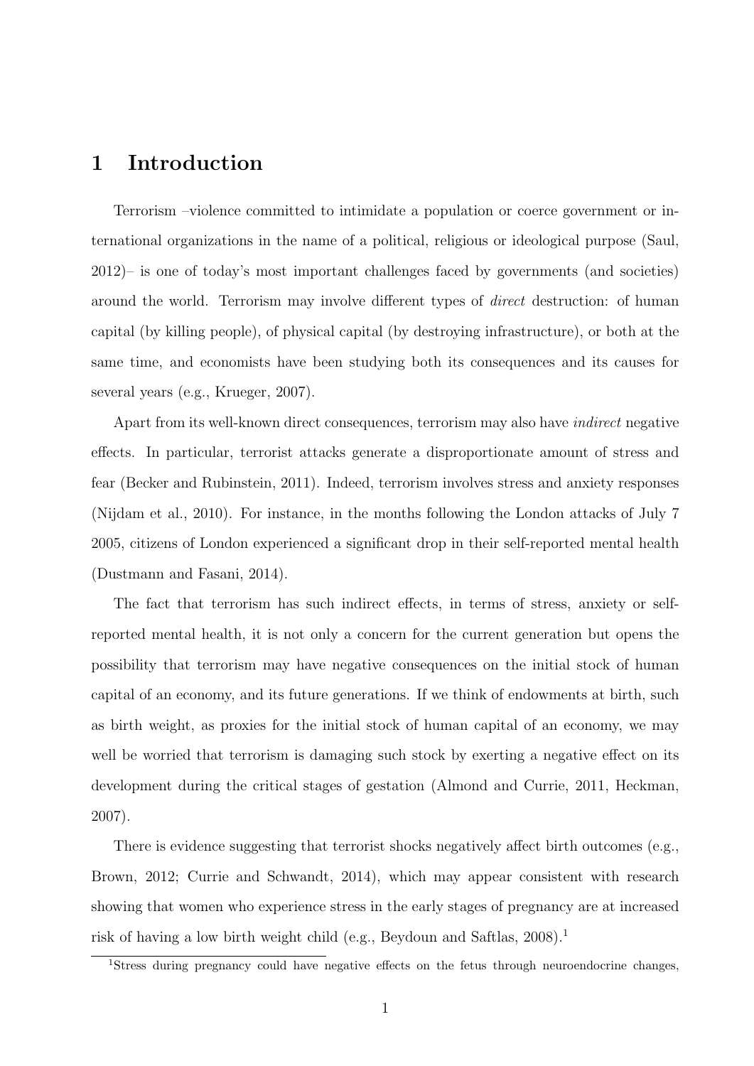# 1 Introduction

Terrorism –violence committed to intimidate a population or coerce government or international organizations in the name of a political, religious or ideological purpose (Saul, 2012)– is one of today's most important challenges faced by governments (and societies) around the world. Terrorism may involve different types of *direct* destruction: of human capital (by killing people), of physical capital (by destroying infrastructure), or both at the same time, and economists have been studying both its consequences and its causes for several years (e.g., Krueger, 2007).

Apart from its well-known direct consequences, terrorism may also have *indirect* negative effects. In particular, terrorist attacks generate a disproportionate amount of stress and fear (Becker and Rubinstein, 2011). Indeed, terrorism involves stress and anxiety responses (Nijdam et al., 2010). For instance, in the months following the London attacks of July 7 2005, citizens of London experienced a significant drop in their self-reported mental health (Dustmann and Fasani, 2014).

The fact that terrorism has such indirect effects, in terms of stress, anxiety or self-reported mental health, it is not only a concern for the current generation but opens the possibility that terrorism may have negative consequences on the initial stock of human capital of an economy, and its future generations. If we think of endowments at birth, such as birth weight, as proxies for the initial stock of human capital of an economy, we may well be worried that terrorism is damaging such stock by exerting a negative effect on its development during the critical stages of gestation (Almond and Currie, 2011, Heckman, 2007).

There is evidence suggesting that terrorist shocks negatively affect birth outcomes (e.g., Brown, 2012; Currie and Schwandt, 2014), which may appear consistent with research showing that women who experience stress in the early stages of pregnancy are at increased risk of having a low birth weight child (e.g., Beydoun and Saftlas, 2008).[1]

[1]Stress during pregnancy could have negative effects on the fetus through neuroendocrine changes,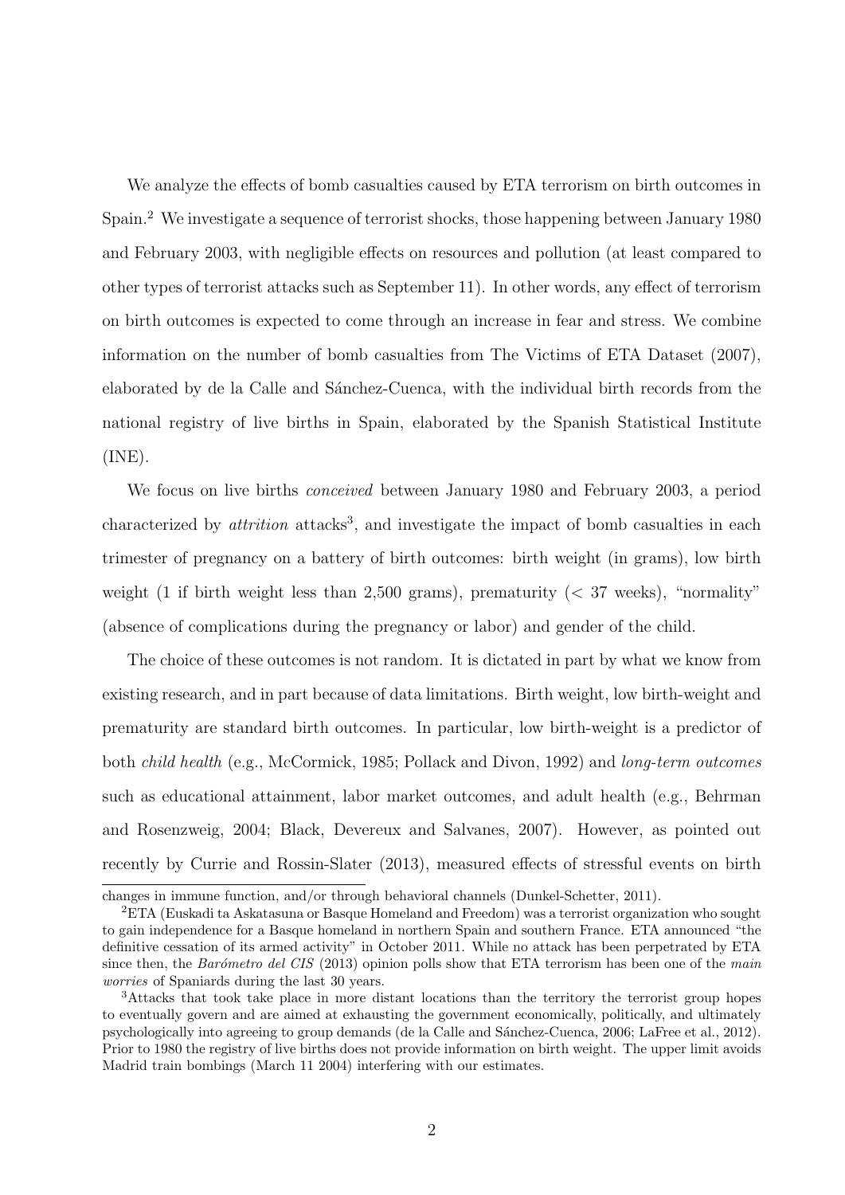We analyze the effects of bomb casualties caused by ETA terrorism on birth outcomes in Spain.[2] We investigate a sequence of terrorist shocks, those happening between January 1980 and February 2003, with negligible effects on resources and pollution (at least compared to other types of terrorist attacks such as September 11). In other words, any effect of terrorism on birth outcomes is expected to come through an increase in fear and stress. We combine information on the number of bomb casualties from The Victims of ETA Dataset (2007), elaborated by de la Calle and Sánchez-Cuenca, with the individual birth records from the national registry of live births in Spain, elaborated by the Spanish Statistical Institute (INE).

We focus on live births *conceived* between January 1980 and February 2003, a period characterized by *attrition* attacks[3], and investigate the impact of bomb casualties in each trimester of pregnancy on a battery of birth outcomes: birth weight (in grams), low birth weight (1 if birth weight less than 2,500 grams), prematurity (< 37 weeks), "normality" (absence of complications during the pregnancy or labor) and gender of the child.

The choice of these outcomes is not random. It is dictated in part by what we know from existing research, and in part because of data limitations. Birth weight, low birth-weight and prematurity are standard birth outcomes. In particular, low birth-weight is a predictor of both *child health* (e.g., McCormick, 1985; Pollack and Divon, 1992) and *long-term outcomes* such as educational attainment, labor market outcomes, and adult health (e.g., Behrman and Rosenzweig, 2004; Black, Devereux and Salvanes, 2007). However, as pointed out recently by Currie and Rossin-Slater (2013), measured effects of stressful events on birth

changes in immune function, and/or through behavioral channels (Dunkel-Schetter, 2011).

[2]ETA (Euskadi ta Askatasuna or Basque Homeland and Freedom) was a terrorist organization who sought to gain independence for a Basque homeland in northern Spain and southern France. ETA announced "the definitive cessation of its armed activity" in October 2011. While no attack has been perpetrated by ETA since then, the *Barómetro del CIS* (2013) opinion polls show that ETA terrorism has been one of the *main worries* of Spaniards during the last 30 years.

[3]Attacks that took take place in more distant locations than the territory the terrorist group hopes to eventually govern and are aimed at exhausting the government economically, politically, and ultimately psychologically into agreeing to group demands (de la Calle and Sánchez-Cuenca, 2006; LaFree et al., 2012). Prior to 1980 the registry of live births does not provide information on birth weight. The upper limit avoids Madrid train bombings (March 11 2004) interfering with our estimates.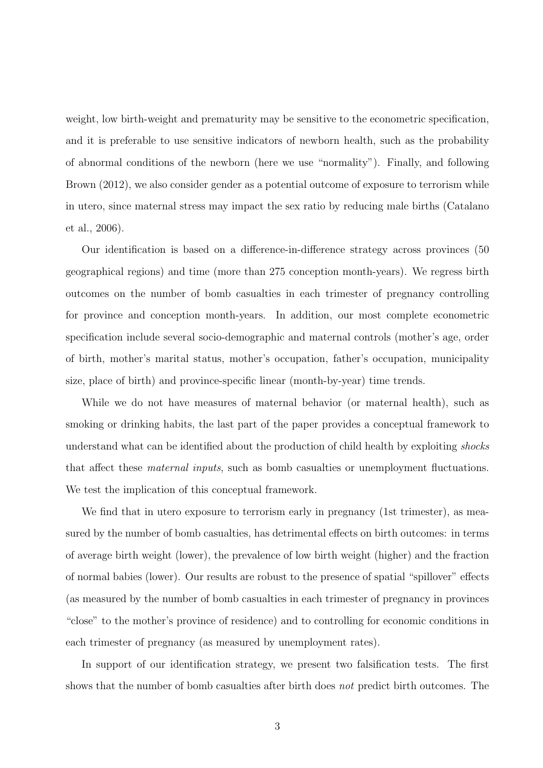weight, low birth-weight and prematurity may be sensitive to the econometric specification, and it is preferable to use sensitive indicators of newborn health, such as the probability of abnormal conditions of the newborn (here we use "normality"). Finally, and following Brown (2012), we also consider gender as a potential outcome of exposure to terrorism while in utero, since maternal stress may impact the sex ratio by reducing male births (Catalano et al., 2006).

Our identification is based on a difference-in-difference strategy across provinces (50 geographical regions) and time (more than 275 conception month-years). We regress birth outcomes on the number of bomb casualties in each trimester of pregnancy controlling for province and conception month-years. In addition, our most complete econometric specification include several socio-demographic and maternal controls (mother's age, order of birth, mother's marital status, mother's occupation, father's occupation, municipality size, place of birth) and province-specific linear (month-by-year) time trends.

While we do not have measures of maternal behavior (or maternal health), such as smoking or drinking habits, the last part of the paper provides a conceptual framework to understand what can be identified about the production of child health by exploiting *shocks* that affect these *maternal inputs*, such as bomb casualties or unemployment fluctuations. We test the implication of this conceptual framework.

We find that in utero exposure to terrorism early in pregnancy (1st trimester), as measured by the number of bomb casualties, has detrimental effects on birth outcomes: in terms of average birth weight (lower), the prevalence of low birth weight (higher) and the fraction of normal babies (lower). Our results are robust to the presence of spatial "spillover" effects (as measured by the number of bomb casualties in each trimester of pregnancy in provinces "close" to the mother's province of residence) and to controlling for economic conditions in each trimester of pregnancy (as measured by unemployment rates).

In support of our identification strategy, we present two falsification tests. The first shows that the number of bomb casualties after birth does *not* predict birth outcomes. The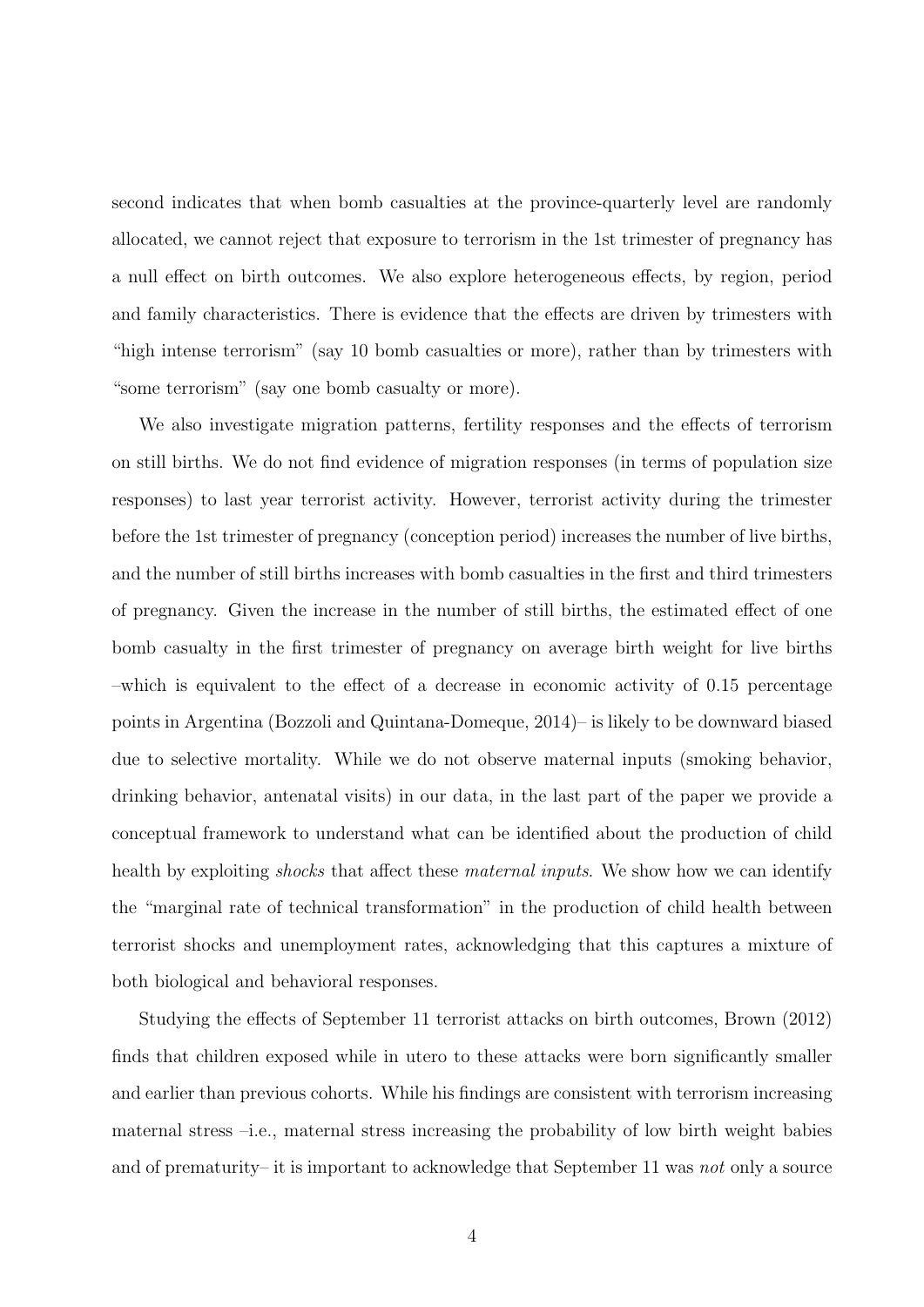second indicates that when bomb casualties at the province-quarterly level are randomly allocated, we cannot reject that exposure to terrorism in the 1st trimester of pregnancy has a null effect on birth outcomes. We also explore heterogeneous effects, by region, period and family characteristics. There is evidence that the effects are driven by trimesters with "high intense terrorism" (say 10 bomb casualties or more), rather than by trimesters with "some terrorism" (say one bomb casualty or more).

We also investigate migration patterns, fertility responses and the effects of terrorism on still births. We do not find evidence of migration responses (in terms of population size responses) to last year terrorist activity. However, terrorist activity during the trimester before the 1st trimester of pregnancy (conception period) increases the number of live births, and the number of still births increases with bomb casualties in the first and third trimesters of pregnancy. Given the increase in the number of still births, the estimated effect of one bomb casualty in the first trimester of pregnancy on average birth weight for live births –which is equivalent to the effect of a decrease in economic activity of 0.15 percentage points in Argentina (Bozzoli and Quintana-Domeque, 2014)– is likely to be downward biased due to selective mortality. While we do not observe maternal inputs (smoking behavior, drinking behavior, antenatal visits) in our data, in the last part of the paper we provide a conceptual framework to understand what can be identified about the production of child health by exploiting *shocks* that affect these *maternal inputs*. We show how we can identify the "marginal rate of technical transformation" in the production of child health between terrorist shocks and unemployment rates, acknowledging that this captures a mixture of both biological and behavioral responses.

Studying the effects of September 11 terrorist attacks on birth outcomes, Brown (2012) finds that children exposed while in utero to these attacks were born significantly smaller and earlier than previous cohorts. While his findings are consistent with terrorism increasing maternal stress –i.e., maternal stress increasing the probability of low birth weight babies and of prematurity– it is important to acknowledge that September 11 was *not* only a source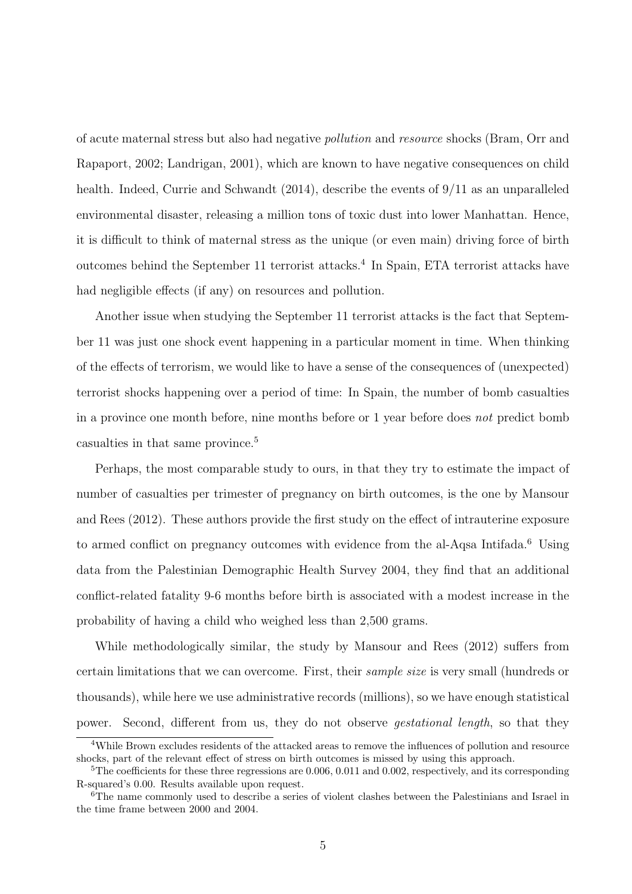of acute maternal stress but also had negative *pollution* and *resource* shocks (Bram, Orr and Rapaport, 2002; Landrigan, 2001), which are known to have negative consequences on child health. Indeed, Currie and Schwandt (2014), describe the events of 9/11 as an unparalleled environmental disaster, releasing a million tons of toxic dust into lower Manhattan. Hence, it is difficult to think of maternal stress as the unique (or even main) driving force of birth outcomes behind the September 11 terrorist attacks.[4] In Spain, ETA terrorist attacks have had negligible effects (if any) on resources and pollution.

Another issue when studying the September 11 terrorist attacks is the fact that September 11 was just one shock event happening in a particular moment in time. When thinking of the effects of terrorism, we would like to have a sense of the consequences of (unexpected) terrorist shocks happening over a period of time: In Spain, the number of bomb casualties in a province one month before, nine months before or 1 year before does *not* predict bomb casualties in that same province.[5]

Perhaps, the most comparable study to ours, in that they try to estimate the impact of number of casualties per trimester of pregnancy on birth outcomes, is the one by Mansour and Rees (2012). These authors provide the first study on the effect of intrauterine exposure to armed conflict on pregnancy outcomes with evidence from the al-Aqsa Intifada.[6] Using data from the Palestinian Demographic Health Survey 2004, they find that an additional conflict-related fatality 9-6 months before birth is associated with a modest increase in the probability of having a child who weighed less than 2,500 grams.

While methodologically similar, the study by Mansour and Rees (2012) suffers from certain limitations that we can overcome. First, their *sample size* is very small (hundreds or thousands), while here we use administrative records (millions), so we have enough statistical power. Second, different from us, they do not observe *gestational length*, so that they

---

[4] While Brown excludes residents of the attacked areas to remove the influences of pollution and resource shocks, part of the relevant effect of stress on birth outcomes is missed by using this approach.

[5] The coefficients for these three regressions are 0.006, 0.011 and 0.002, respectively, and its corresponding R-squared's 0.00. Results available upon request.

[6] The name commonly used to describe a series of violent clashes between the Palestinians and Israel in the time frame between 2000 and 2004.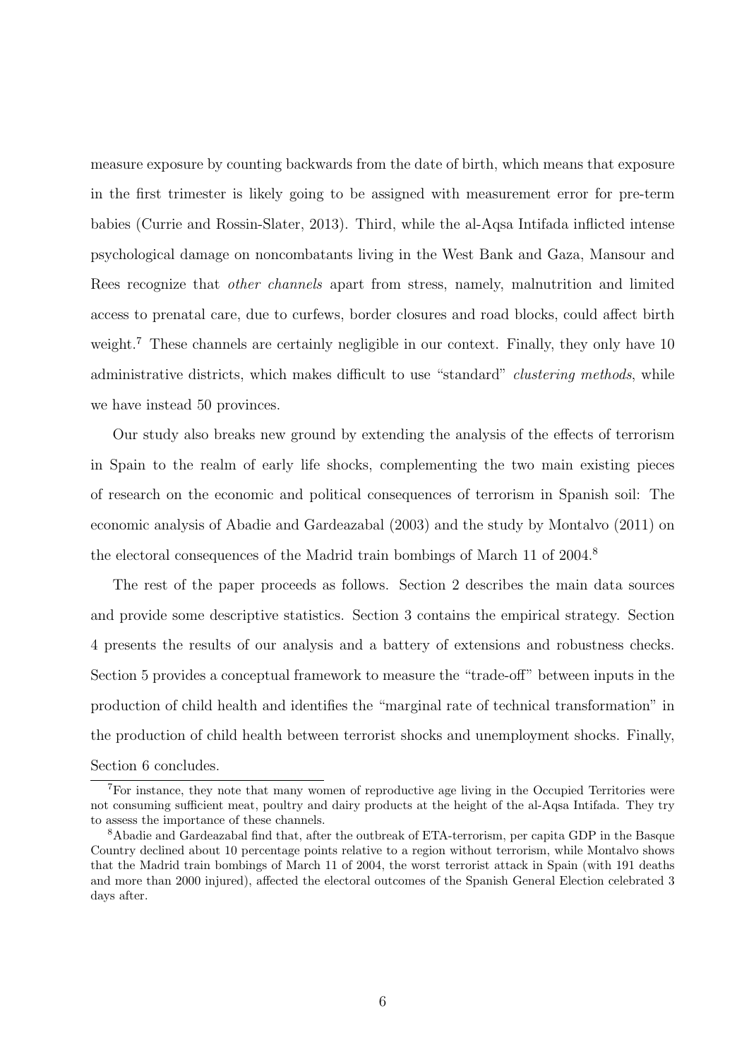measure exposure by counting backwards from the date of birth, which means that exposure in the first trimester is likely going to be assigned with measurement error for pre-term babies (Currie and Rossin-Slater, 2013). Third, while the al-Aqsa Intifada inflicted intense psychological damage on noncombatants living in the West Bank and Gaza, Mansour and Rees recognize that *other channels* apart from stress, namely, malnutrition and limited access to prenatal care, due to curfews, border closures and road blocks, could affect birth weight.[7] These channels are certainly negligible in our context. Finally, they only have 10 administrative districts, which makes difficult to use "standard" *clustering methods*, while we have instead 50 provinces.

Our study also breaks new ground by extending the analysis of the effects of terrorism in Spain to the realm of early life shocks, complementing the two main existing pieces of research on the economic and political consequences of terrorism in Spanish soil: The economic analysis of Abadie and Gardeazabal (2003) and the study by Montalvo (2011) on the electoral consequences of the Madrid train bombings of March 11 of 2004.[8]

The rest of the paper proceeds as follows. Section 2 describes the main data sources and provide some descriptive statistics. Section 3 contains the empirical strategy. Section 4 presents the results of our analysis and a battery of extensions and robustness checks. Section 5 provides a conceptual framework to measure the "trade-off" between inputs in the production of child health and identifies the "marginal rate of technical transformation" in the production of child health between terrorist shocks and unemployment shocks. Finally, Section 6 concludes.

[7] For instance, they note that many women of reproductive age living in the Occupied Territories were not consuming sufficient meat, poultry and dairy products at the height of the al-Aqsa Intifada. They try to assess the importance of these channels.

[8] Abadie and Gardeazabal find that, after the outbreak of ETA-terrorism, per capita GDP in the Basque Country declined about 10 percentage points relative to a region without terrorism, while Montalvo shows that the Madrid train bombings of March 11 of 2004, the worst terrorist attack in Spain (with 191 deaths and more than 2000 injured), affected the electoral outcomes of the Spanish General Election celebrated 3 days after.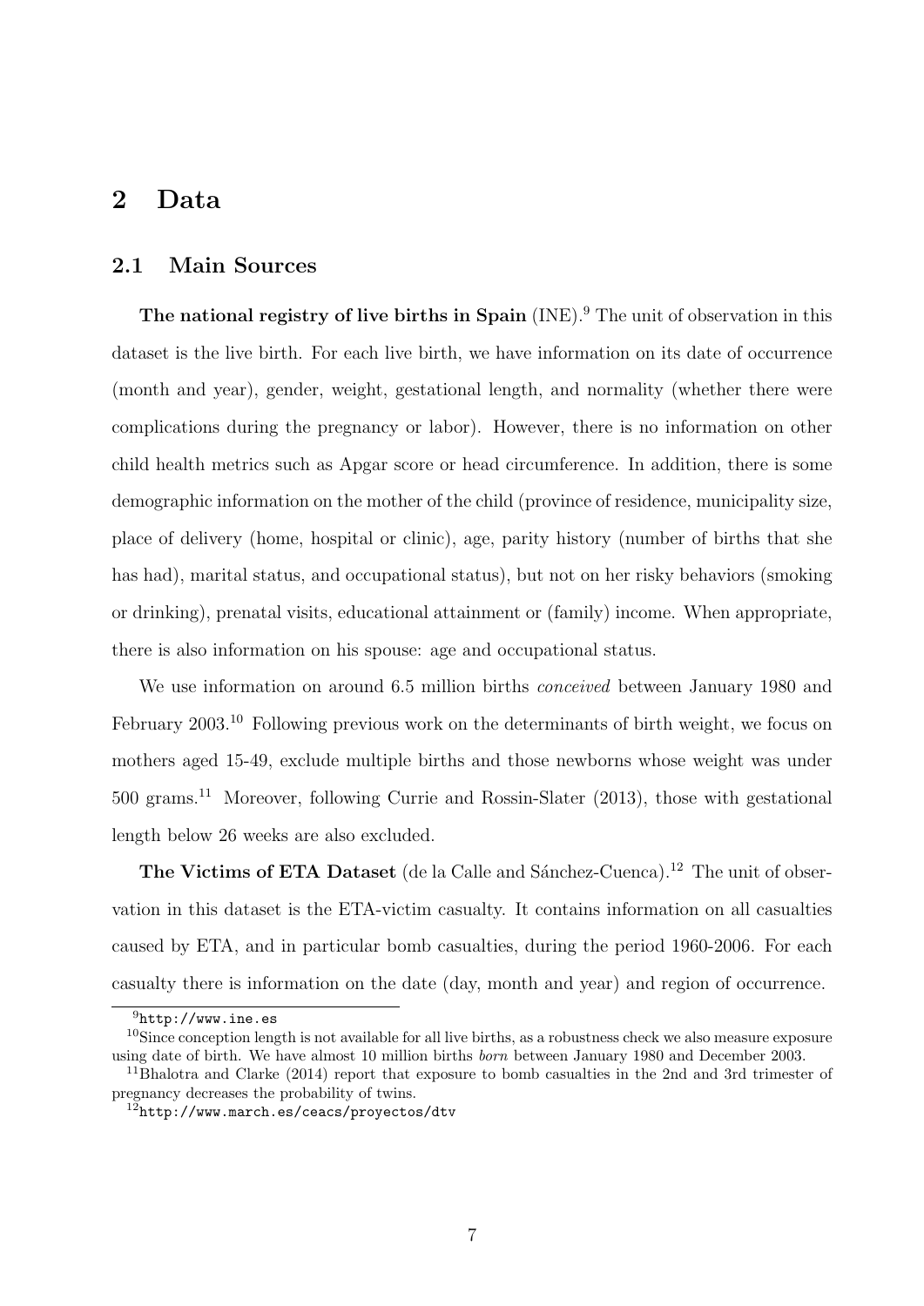# 2 Data

## 2.1 Main Sources

**The national registry of live births in Spain** (INE).[9] The unit of observation in this dataset is the live birth. For each live birth, we have information on its date of occurrence (month and year), gender, weight, gestational length, and normality (whether there were complications during the pregnancy or labor). However, there is no information on other child health metrics such as Apgar score or head circumference. In addition, there is some demographic information on the mother of the child (province of residence, municipality size, place of delivery (home, hospital or clinic), age, parity history (number of births that she has had), marital status, and occupational status), but not on her risky behaviors (smoking or drinking), prenatal visits, educational attainment or (family) income. When appropriate, there is also information on his spouse: age and occupational status.

We use information on around 6.5 million births *conceived* between January 1980 and February 2003.[10] Following previous work on the determinants of birth weight, we focus on mothers aged 15-49, exclude multiple births and those newborns whose weight was under 500 grams.[11] Moreover, following Currie and Rossin-Slater (2013), those with gestational length below 26 weeks are also excluded.

**The Victims of ETA Dataset** (de la Calle and Sánchez-Cuenca).[12] The unit of observation in this dataset is the ETA-victim casualty. It contains information on all casualties caused by ETA, and in particular bomb casualties, during the period 1960-2006. For each casualty there is information on the date (day, month and year) and region of occurrence.

[9] http://www.ine.es

[10] Since conception length is not available for all live births, as a robustness check we also measure exposure using date of birth. We have almost 10 million births *born* between January 1980 and December 2003.

[11] Bhalotra and Clarke (2014) report that exposure to bomb casualties in the 2nd and 3rd trimester of pregnancy decreases the probability of twins.

[12] http://www.march.es/ceacs/proyectos/dtv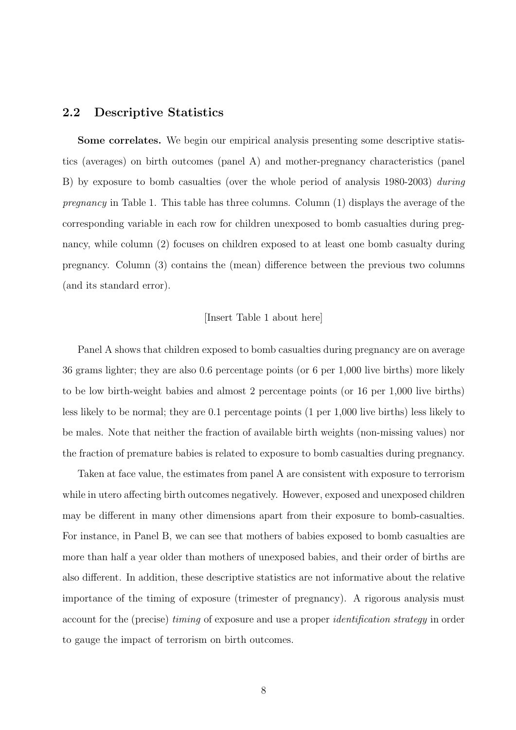## 2.2 Descriptive Statistics

**Some correlates.** We begin our empirical analysis presenting some descriptive statistics (averages) on birth outcomes (panel A) and mother-pregnancy characteristics (panel B) by exposure to bomb casualties (over the whole period of analysis 1980-2003) *during pregnancy* in Table 1. This table has three columns. Column (1) displays the average of the corresponding variable in each row for children unexposed to bomb casualties during pregnancy, while column (2) focuses on children exposed to at least one bomb casualty during pregnancy. Column (3) contains the (mean) difference between the previous two columns (and its standard error).

[Insert Table 1 about here]

Panel A shows that children exposed to bomb casualties during pregnancy are on average 36 grams lighter; they are also 0.6 percentage points (or 6 per 1,000 live births) more likely to be low birth-weight babies and almost 2 percentage points (or 16 per 1,000 live births) less likely to be normal; they are 0.1 percentage points (1 per 1,000 live births) less likely to be males. Note that neither the fraction of available birth weights (non-missing values) nor the fraction of premature babies is related to exposure to bomb casualties during pregnancy.

Taken at face value, the estimates from panel A are consistent with exposure to terrorism while in utero affecting birth outcomes negatively. However, exposed and unexposed children may be different in many other dimensions apart from their exposure to bomb-casualties. For instance, in Panel B, we can see that mothers of babies exposed to bomb casualties are more than half a year older than mothers of unexposed babies, and their order of births are also different. In addition, these descriptive statistics are not informative about the relative importance of the timing of exposure (trimester of pregnancy). A rigorous analysis must account for the (precise) *timing* of exposure and use a proper *identification strategy* in order to gauge the impact of terrorism on birth outcomes.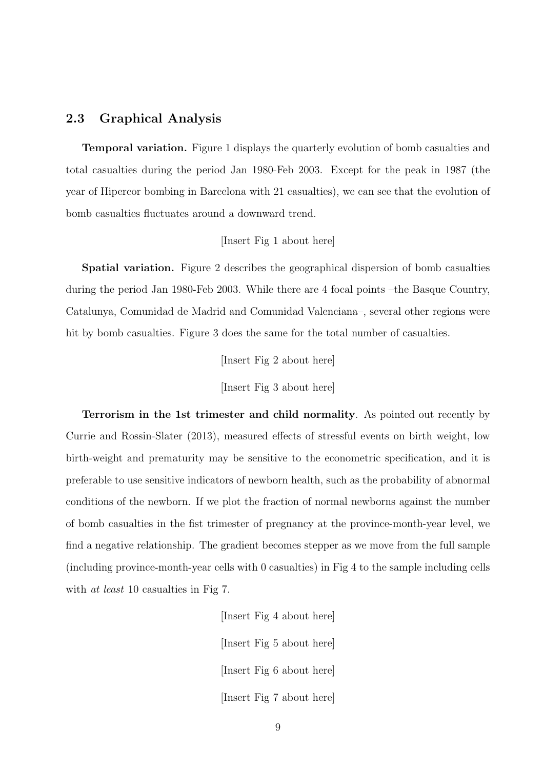### 2.3 Graphical Analysis

**Temporal variation.** Figure 1 displays the quarterly evolution of bomb casualties and total casualties during the period Jan 1980-Feb 2003. Except for the peak in 1987 (the year of Hipercor bombing in Barcelona with 21 casualties), we can see that the evolution of bomb casualties fluctuates around a downward trend.

[Insert Fig 1 about here]

**Spatial variation.** Figure 2 describes the geographical dispersion of bomb casualties during the period Jan 1980-Feb 2003. While there are 4 focal points –the Basque Country, Catalunya, Comunidad de Madrid and Comunidad Valenciana–, several other regions were hit by bomb casualties. Figure 3 does the same for the total number of casualties.

[Insert Fig 2 about here]

[Insert Fig 3 about here]

**Terrorism in the 1st trimester and child normality**. As pointed out recently by Currie and Rossin-Slater (2013), measured effects of stressful events on birth weight, low birth-weight and prematurity may be sensitive to the econometric specification, and it is preferable to use sensitive indicators of newborn health, such as the probability of abnormal conditions of the newborn. If we plot the fraction of normal newborns against the number of bomb casualties in the fist trimester of pregnancy at the province-month-year level, we find a negative relationship. The gradient becomes stepper as we move from the full sample (including province-month-year cells with 0 casualties) in Fig 4 to the sample including cells with *at least* 10 casualties in Fig 7.

[Insert Fig 4 about here]

[Insert Fig 5 about here]

[Insert Fig 6 about here]

[Insert Fig 7 about here]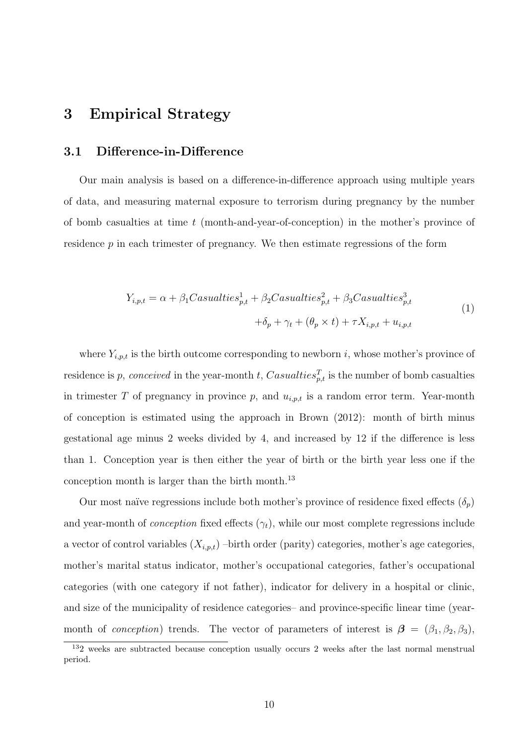# 3 Empirical Strategy

## 3.1 Difference-in-Difference

Our main analysis is based on a difference-in-difference approach using multiple years of data, and measuring maternal exposure to terrorism during pregnancy by the number of bomb casualties at time $t$ (month-and-year-of-conception) in the mother's province of residence $p$ in each trimester of pregnancy. We then estimate regressions of the form

$$\begin{aligned} Y_{i,p,t} = \alpha + \beta_1 Casualties^1_{p,t} + \beta_2 Casualties^2_{p,t} + \beta_3 Casualties^3_{p,t} \\ + \delta_p + \gamma_t + (\theta_p \times t) + \tau X_{i,p,t} + u_{i,p,t} \end{aligned} \tag{1}$$

where $Y_{i,p,t}$ is the birth outcome corresponding to newborn $i$, whose mother's province of residence is $p$, *conceived* in the year-month $t$, $Casualties^T_{p,t}$ is the number of bomb casualties in trimester $T$ of pregnancy in province $p$, and $u_{i,p,t}$ is a random error term. Year-month of conception is estimated using the approach in Brown (2012): month of birth minus gestational age minus 2 weeks divided by 4, and increased by 12 if the difference is less than 1. Conception year is then either the year of birth or the birth year less one if the conception month is larger than the birth month.[13]

Our most naïve regressions include both mother's province of residence fixed effects ($\delta_p$) and year-month of *conception* fixed effects ($\gamma_t$), while our most complete regressions include a vector of control variables ($X_{i,p,t}$) –birth order (parity) categories, mother's age categories, mother's marital status indicator, mother's occupational categories, father's occupational categories (with one category if not father), indicator for delivery in a hospital or clinic, and size of the municipality of residence categories– and province-specific linear time (year-month of *conception*) trends. The vector of parameters of interest is $\boldsymbol{\beta} = (\beta_1, \beta_2, \beta_3)$,

[13] 2 weeks are subtracted because conception usually occurs 2 weeks after the last normal menstrual period.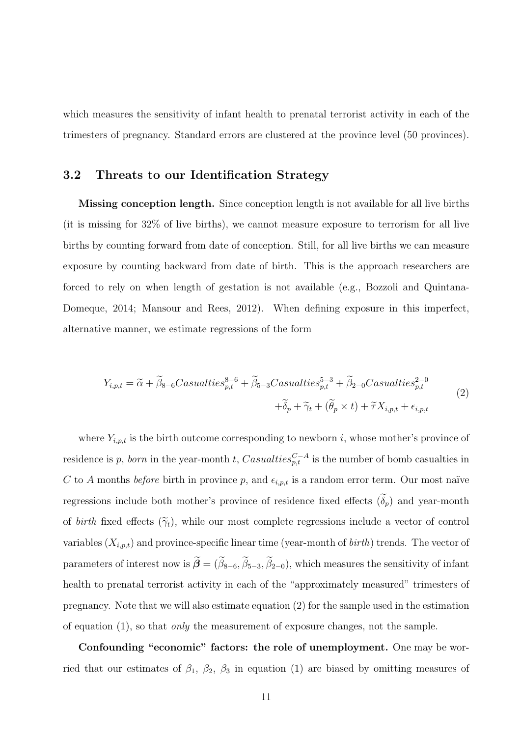which measures the sensitivity of infant health to prenatal terrorist activity in each of the trimesters of pregnancy. Standard errors are clustered at the province level (50 provinces).

## 3.2 Threats to our Identification Strategy

**Missing conception length.** Since conception length is not available for all live births (it is missing for 32% of live births), we cannot measure exposure to terrorism for all live births by counting forward from date of conception. Still, for all live births we can measure exposure by counting backward from date of birth. This is the approach researchers are forced to rely on when length of gestation is not available (e.g., Bozzoli and Quintana-Domeque, 2014; Mansour and Rees, 2012). When defining exposure in this imperfect, alternative manner, we estimate regressions of the form

$$Y_{i,p,t} = \widetilde{\alpha} + \widetilde{\beta}_{8-6} Casualties_{p,t}^{8-6} + \widetilde{\beta}_{5-3} Casualties_{p,t}^{5-3} + \widetilde{\beta}_{2-0} Casualties_{p,t}^{2-0} + \widetilde{\delta}_p + \widetilde{\gamma}_t + (\widetilde{\theta}_p \times t) + \widetilde{\tau} X_{i,p,t} + \epsilon_{i,p,t} \tag{2}$$

where $Y_{i,p,t}$ is the birth outcome corresponding to newborn $i$, whose mother's province of residence is $p$, *born* in the year-month $t$, $Casualties_{p,t}^{C-A}$ is the number of bomb casualties in $C$ to $A$ months *before* birth in province $p$, and $\epsilon_{i,p,t}$ is a random error term. Our most naïve regressions include both mother's province of residence fixed effects ($\widetilde{\delta}_p$) and year-month of *birth* fixed effects ($\widetilde{\gamma}_t$), while our most complete regressions include a vector of control variables ($X_{i,p,t}$) and province-specific linear time (year-month of *birth*) trends. The vector of parameters of interest now is $\widetilde{\boldsymbol{\beta}} = (\widetilde{\beta}_{8-6}, \widetilde{\beta}_{5-3}, \widetilde{\beta}_{2-0})$, which measures the sensitivity of infant health to prenatal terrorist activity in each of the "approximately measured" trimesters of pregnancy. Note that we will also estimate equation (2) for the sample used in the estimation of equation (1), so that *only* the measurement of exposure changes, not the sample.

**Confounding "economic" factors: the role of unemployment.** One may be worried that our estimates of $\beta_1$, $\beta_2$, $\beta_3$ in equation (1) are biased by omitting measures of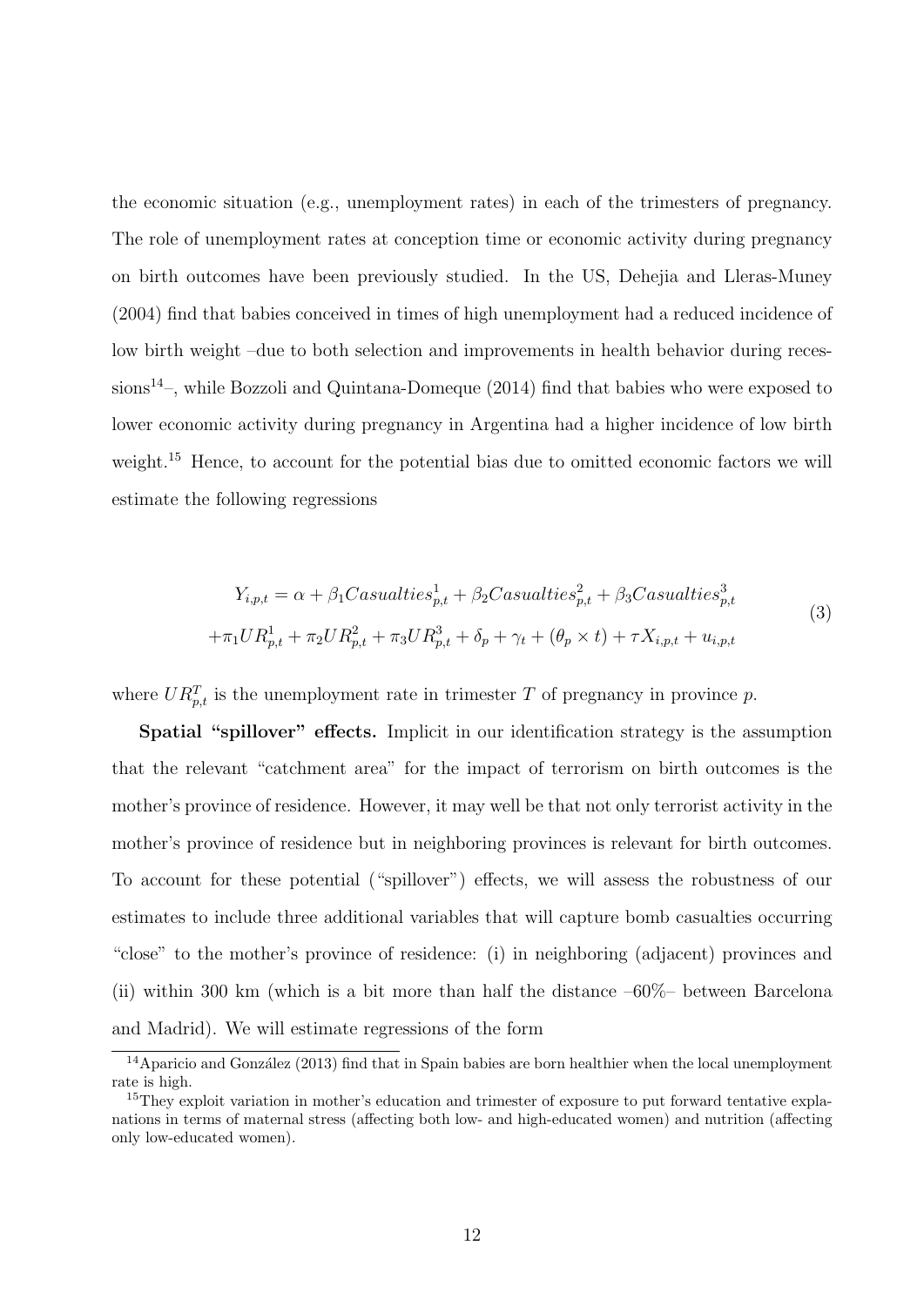the economic situation (e.g., unemployment rates) in each of the trimesters of pregnancy. The role of unemployment rates at conception time or economic activity during pregnancy on birth outcomes have been previously studied. In the US, Dehejia and Lleras-Muney (2004) find that babies conceived in times of high unemployment had a reduced incidence of low birth weight –due to both selection and improvements in health behavior during recessions[14]–, while Bozzoli and Quintana-Domeque (2014) find that babies who were exposed to lower economic activity during pregnancy in Argentina had a higher incidence of low birth weight.[15] Hence, to account for the potential bias due to omitted economic factors we will estimate the following regressions

$$
\begin{aligned}
Y_{i,p,t} = \alpha + \beta_1 Casualties^1_{p,t} + \beta_2 Casualties^2_{p,t} + \beta_3 Casualties^3_{p,t} \\
+ \pi_1 UR^1_{p,t} + \pi_2 UR^2_{p,t} + \pi_3 UR^3_{p,t} + \delta_p + \gamma_t + (\theta_p \times t) + \tau X_{i,p,t} + u_{i,p,t}
\end{aligned}
\tag{3}
$$

where $UR^T_{p,t}$ is the unemployment rate in trimester $T$ of pregnancy in province $p$.

**Spatial "spillover" effects.** Implicit in our identification strategy is the assumption that the relevant "catchment area" for the impact of terrorism on birth outcomes is the mother's province of residence. However, it may well be that not only terrorist activity in the mother's province of residence but in neighboring provinces is relevant for birth outcomes. To account for these potential ("spillover") effects, we will assess the robustness of our estimates to include three additional variables that will capture bomb casualties occurring "close" to the mother's province of residence: (i) in neighboring (adjacent) provinces and (ii) within 300 km (which is a bit more than half the distance –60%– between Barcelona and Madrid). We will estimate regressions of the form

[14] Aparicio and González (2013) find that in Spain babies are born healthier when the local unemployment rate is high.

[15] They exploit variation in mother's education and trimester of exposure to put forward tentative explanations in terms of maternal stress (affecting both low- and high-educated women) and nutrition (affecting only low-educated women).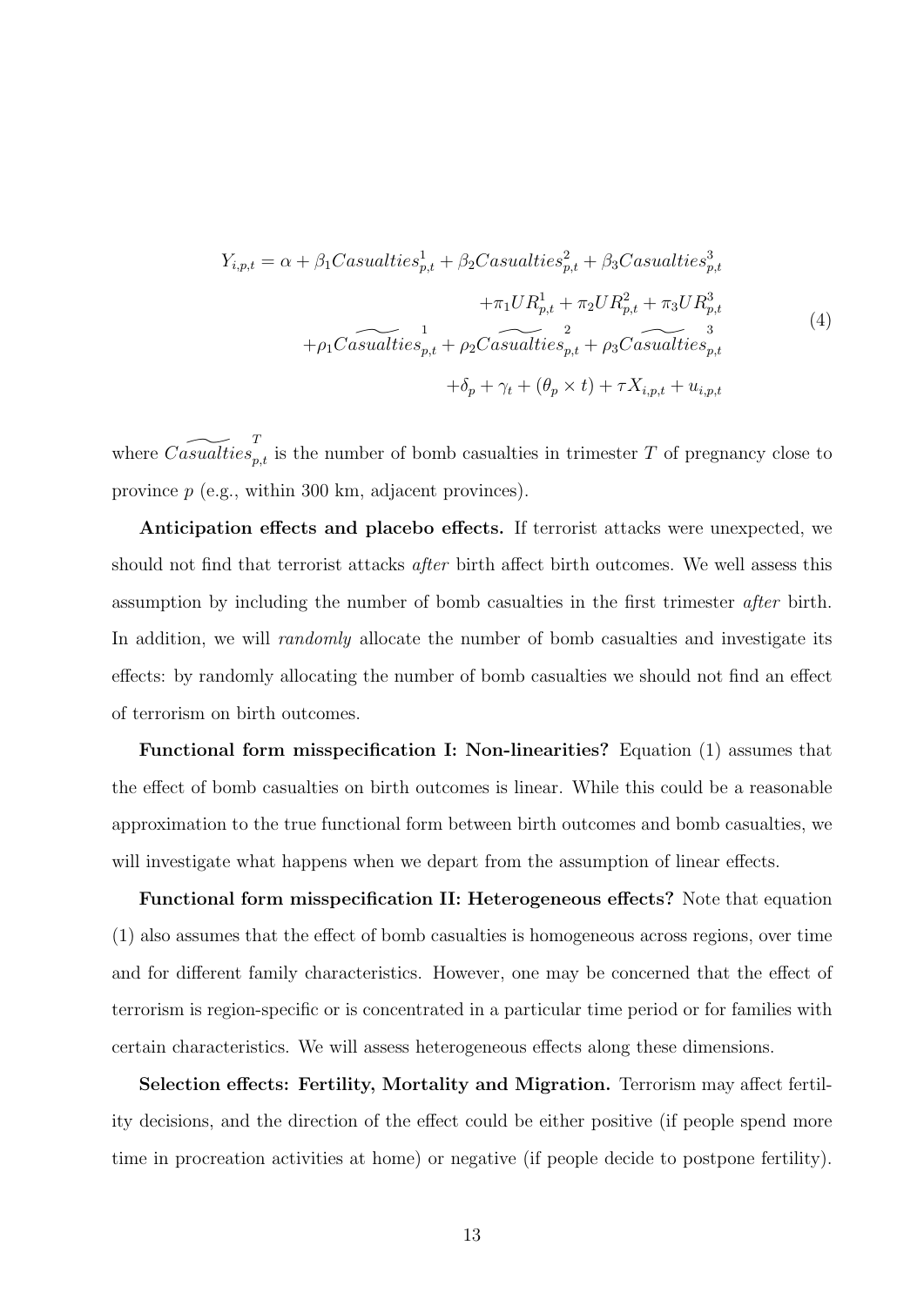$$
\begin{aligned}
Y_{i,p,t} = \alpha + \beta_1 Casualties^1_{p,t} + \beta_2 Casualties^2_{p,t} + \beta_3 Casualties^3_{p,t} \\
+\pi_1 UR^1_{p,t} + \pi_2 UR^2_{p,t} + \pi_3 UR^3_{p,t} \\
+\rho_1 \widetilde{Casualties}^1_{p,t} + \rho_2 \widetilde{Casualties}^2_{p,t} + \rho_3 \widetilde{Casualties}^3_{p,t} \\
+\delta_p + \gamma_t + (\theta_p \times t) + \tau X_{i,p,t} + u_{i,p,t}
\end{aligned}
\tag{4}
$$

where $\widetilde{Casualties}^T_{p,t}$ is the number of bomb casualties in trimester $T$ of pregnancy close to province $p$ (e.g., within 300 km, adjacent provinces).

**Anticipation effects and placebo effects.** If terrorist attacks were unexpected, we should not find that terrorist attacks *after* birth affect birth outcomes. We well assess this assumption by including the number of bomb casualties in the first trimester *after* birth. In addition, we will *randomly* allocate the number of bomb casualties and investigate its effects: by randomly allocating the number of bomb casualties we should not find an effect of terrorism on birth outcomes.

**Functional form misspecification I: Non-linearities?** Equation (1) assumes that the effect of bomb casualties on birth outcomes is linear. While this could be a reasonable approximation to the true functional form between birth outcomes and bomb casualties, we will investigate what happens when we depart from the assumption of linear effects.

**Functional form misspecification II: Heterogeneous effects?** Note that equation (1) also assumes that the effect of bomb casualties is homogeneous across regions, over time and for different family characteristics. However, one may be concerned that the effect of terrorism is region-specific or is concentrated in a particular time period or for families with certain characteristics. We will assess heterogeneous effects along these dimensions.

**Selection effects: Fertility, Mortality and Migration.** Terrorism may affect fertility decisions, and the direction of the effect could be either positive (if people spend more time in procreation activities at home) or negative (if people decide to postpone fertility).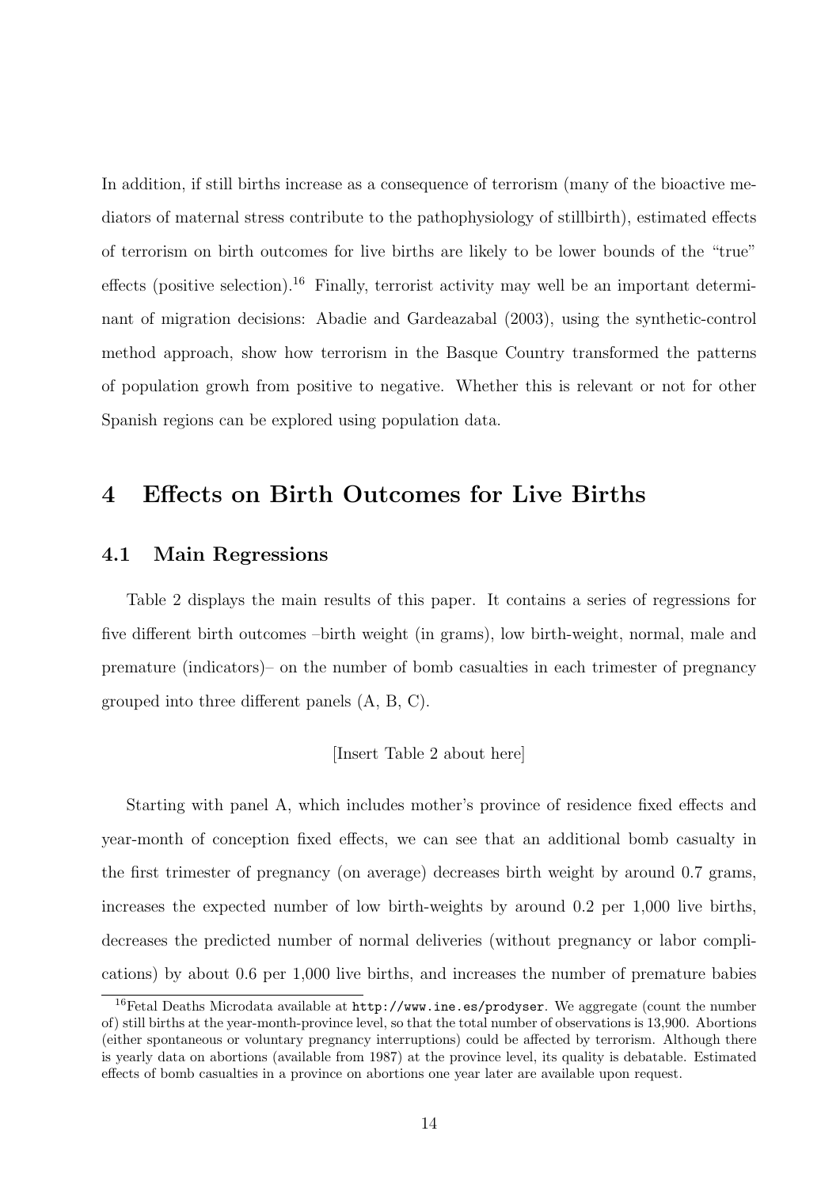In addition, if still births increase as a consequence of terrorism (many of the bioactive mediators of maternal stress contribute to the pathophysiology of stillbirth), estimated effects of terrorism on birth outcomes for live births are likely to be lower bounds of the "true" effects (positive selection).[16] Finally, terrorist activity may well be an important determinant of migration decisions: Abadie and Gardeazabal (2003), using the synthetic-control method approach, show how terrorism in the Basque Country transformed the patterns of population growh from positive to negative. Whether this is relevant or not for other Spanish regions can be explored using population data.

# 4 Effects on Birth Outcomes for Live Births

## 4.1 Main Regressions

Table 2 displays the main results of this paper. It contains a series of regressions for five different birth outcomes –birth weight (in grams), low birth-weight, normal, male and premature (indicators)– on the number of bomb casualties in each trimester of pregnancy grouped into three different panels (A, B, C).

[Insert Table 2 about here]

Starting with panel A, which includes mother's province of residence fixed effects and year-month of conception fixed effects, we can see that an additional bomb casualty in the first trimester of pregnancy (on average) decreases birth weight by around 0.7 grams, increases the expected number of low birth-weights by around 0.2 per 1,000 live births, decreases the predicted number of normal deliveries (without pregnancy or labor complications) by about 0.6 per 1,000 live births, and increases the number of premature babies

[16] Fetal Deaths Microdata available at `http://www.ine.es/prodyser`. We aggregate (count the number of) still births at the year-month-province level, so that the total number of observations is 13,900. Abortions (either spontaneous or voluntary pregnancy interruptions) could be affected by terrorism. Although there is yearly data on abortions (available from 1987) at the province level, its quality is debatable. Estimated effects of bomb casualties in a province on abortions one year later are available upon request.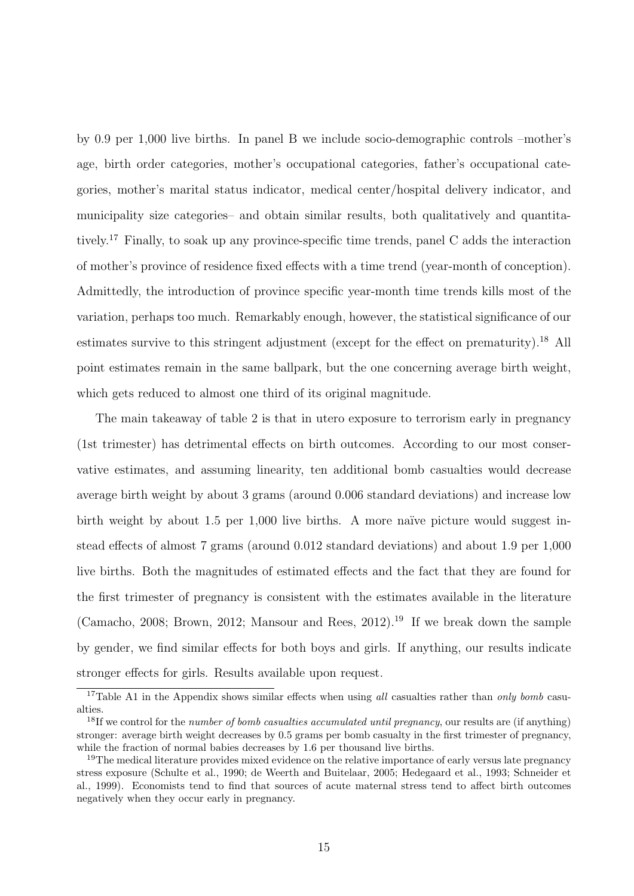by 0.9 per 1,000 live births. In panel B we include socio-demographic controls –mother's age, birth order categories, mother's occupational categories, father's occupational categories, mother's marital status indicator, medical center/hospital delivery indicator, and municipality size categories– and obtain similar results, both qualitatively and quantitatively.[17] Finally, to soak up any province-specific time trends, panel C adds the interaction of mother's province of residence fixed effects with a time trend (year-month of conception). Admittedly, the introduction of province specific year-month time trends kills most of the variation, perhaps too much. Remarkably enough, however, the statistical significance of our estimates survive to this stringent adjustment (except for the effect on prematurity).[18] All point estimates remain in the same ballpark, but the one concerning average birth weight, which gets reduced to almost one third of its original magnitude.

The main takeaway of table 2 is that in utero exposure to terrorism early in pregnancy (1st trimester) has detrimental effects on birth outcomes. According to our most conservative estimates, and assuming linearity, ten additional bomb casualties would decrease average birth weight by about 3 grams (around 0.006 standard deviations) and increase low birth weight by about 1.5 per 1,000 live births. A more naïve picture would suggest instead effects of almost 7 grams (around 0.012 standard deviations) and about 1.9 per 1,000 live births. Both the magnitudes of estimated effects and the fact that they are found for the first trimester of pregnancy is consistent with the estimates available in the literature (Camacho, 2008; Brown, 2012; Mansour and Rees, 2012).[19] If we break down the sample by gender, we find similar effects for both boys and girls. If anything, our results indicate stronger effects for girls. Results available upon request.

---

[17] Table A1 in the Appendix shows similar effects when using *all* casualties rather than *only bomb* casualties.

[18] If we control for the *number of bomb casualties accumulated until pregnancy*, our results are (if anything) stronger: average birth weight decreases by 0.5 grams per bomb casualty in the first trimester of pregnancy, while the fraction of normal babies decreases by 1.6 per thousand live births.

[19] The medical literature provides mixed evidence on the relative importance of early versus late pregnancy stress exposure (Schulte et al., 1990; de Weerth and Buitelaar, 2005; Hedegaard et al., 1993; Schneider et al., 1999). Economists tend to find that sources of acute maternal stress tend to affect birth outcomes negatively when they occur early in pregnancy.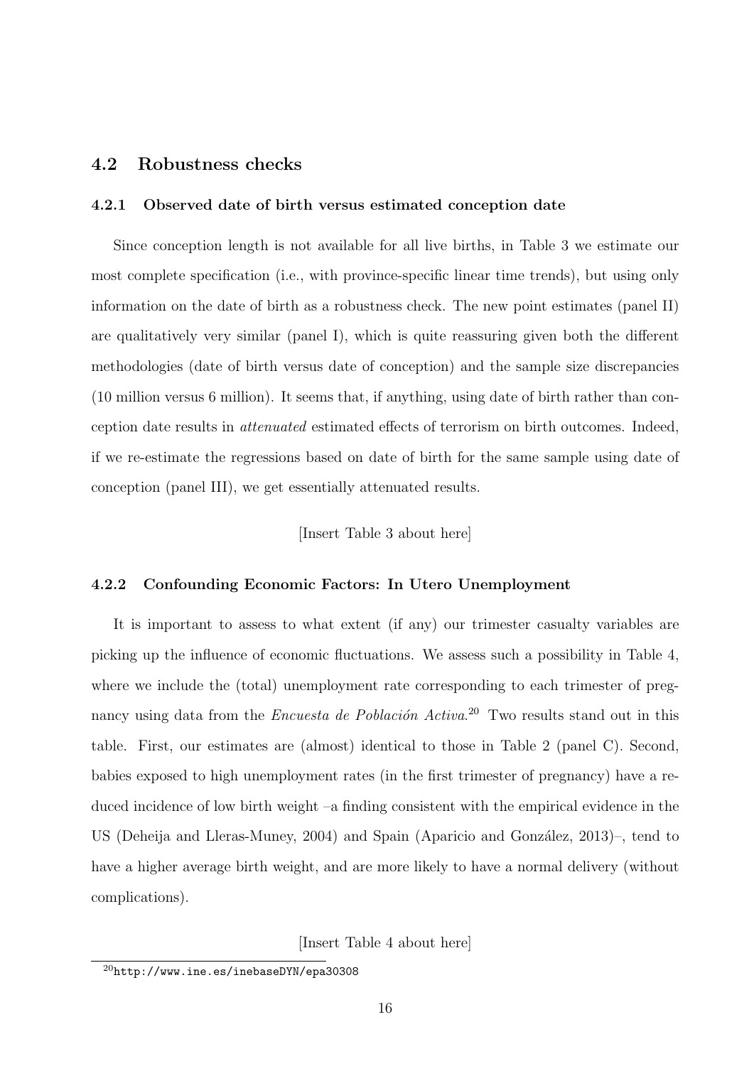## 4.2 Robustness checks

### 4.2.1 Observed date of birth versus estimated conception date

Since conception length is not available for all live births, in Table 3 we estimate our most complete specification (i.e., with province-specific linear time trends), but using only information on the date of birth as a robustness check. The new point estimates (panel II) are qualitatively very similar (panel I), which is quite reassuring given both the different methodologies (date of birth versus date of conception) and the sample size discrepancies (10 million versus 6 million). It seems that, if anything, using date of birth rather than conception date results in *attenuated* estimated effects of terrorism on birth outcomes. Indeed, if we re-estimate the regressions based on date of birth for the same sample using date of conception (panel III), we get essentially attenuated results.

[Insert Table 3 about here]

### 4.2.2 Confounding Economic Factors: In Utero Unemployment

It is important to assess to what extent (if any) our trimester casualty variables are picking up the influence of economic fluctuations. We assess such a possibility in Table 4, where we include the (total) unemployment rate corresponding to each trimester of pregnancy using data from the *Encuesta de Población Activa*.[20] Two results stand out in this table. First, our estimates are (almost) identical to those in Table 2 (panel C). Second, babies exposed to high unemployment rates (in the first trimester of pregnancy) have a reduced incidence of low birth weight –a finding consistent with the empirical evidence in the US (Deheija and Lleras-Muney, 2004) and Spain (Aparicio and González, 2013)–, tend to have a higher average birth weight, and are more likely to have a normal delivery (without complications).

[Insert Table 4 about here]

[20] http://www.ine.es/inebaseDYN/epa30308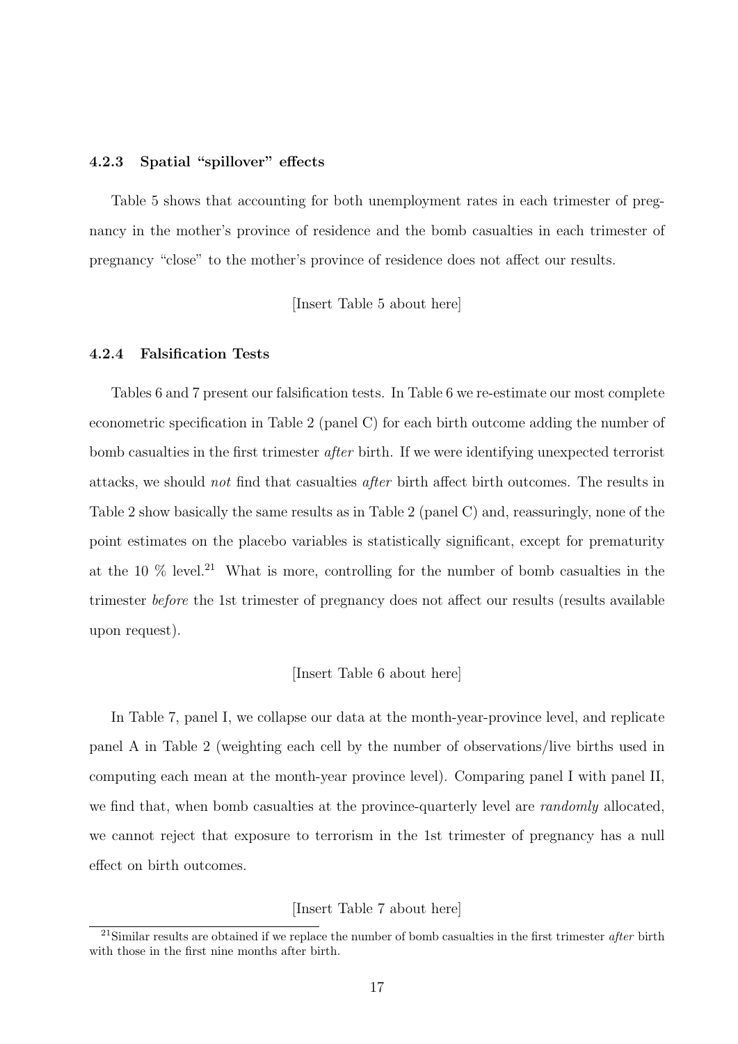#### 4.2.3 Spatial "spillover" effects

Table 5 shows that accounting for both unemployment rates in each trimester of pregnancy in the mother's province of residence and the bomb casualties in each trimester of pregnancy "close" to the mother's province of residence does not affect our results.

[Insert Table 5 about here]

#### 4.2.4 Falsification Tests

Tables 6 and 7 present our falsification tests. In Table 6 we re-estimate our most complete econometric specification in Table 2 (panel C) for each birth outcome adding the number of bomb casualties in the first trimester *after* birth. If we were identifying unexpected terrorist attacks, we should *not* find that casualties *after* birth affect birth outcomes. The results in Table 2 show basically the same results as in Table 2 (panel C) and, reassuringly, none of the point estimates on the placebo variables is statistically significant, except for prematurity at the 10 % level.[21] What is more, controlling for the number of bomb casualties in the trimester *before* the 1st trimester of pregnancy does not affect our results (results available upon request).

[Insert Table 6 about here]

In Table 7, panel I, we collapse our data at the month-year-province level, and replicate panel A in Table 2 (weighting each cell by the number of observations/live births used in computing each mean at the month-year province level). Comparing panel I with panel II, we find that, when bomb casualties at the province-quarterly level are *randomly* allocated, we cannot reject that exposure to terrorism in the 1st trimester of pregnancy has a null effect on birth outcomes.

[Insert Table 7 about here]

[21] Similar results are obtained if we replace the number of bomb casualties in the first trimester *after* birth with those in the first nine months after birth.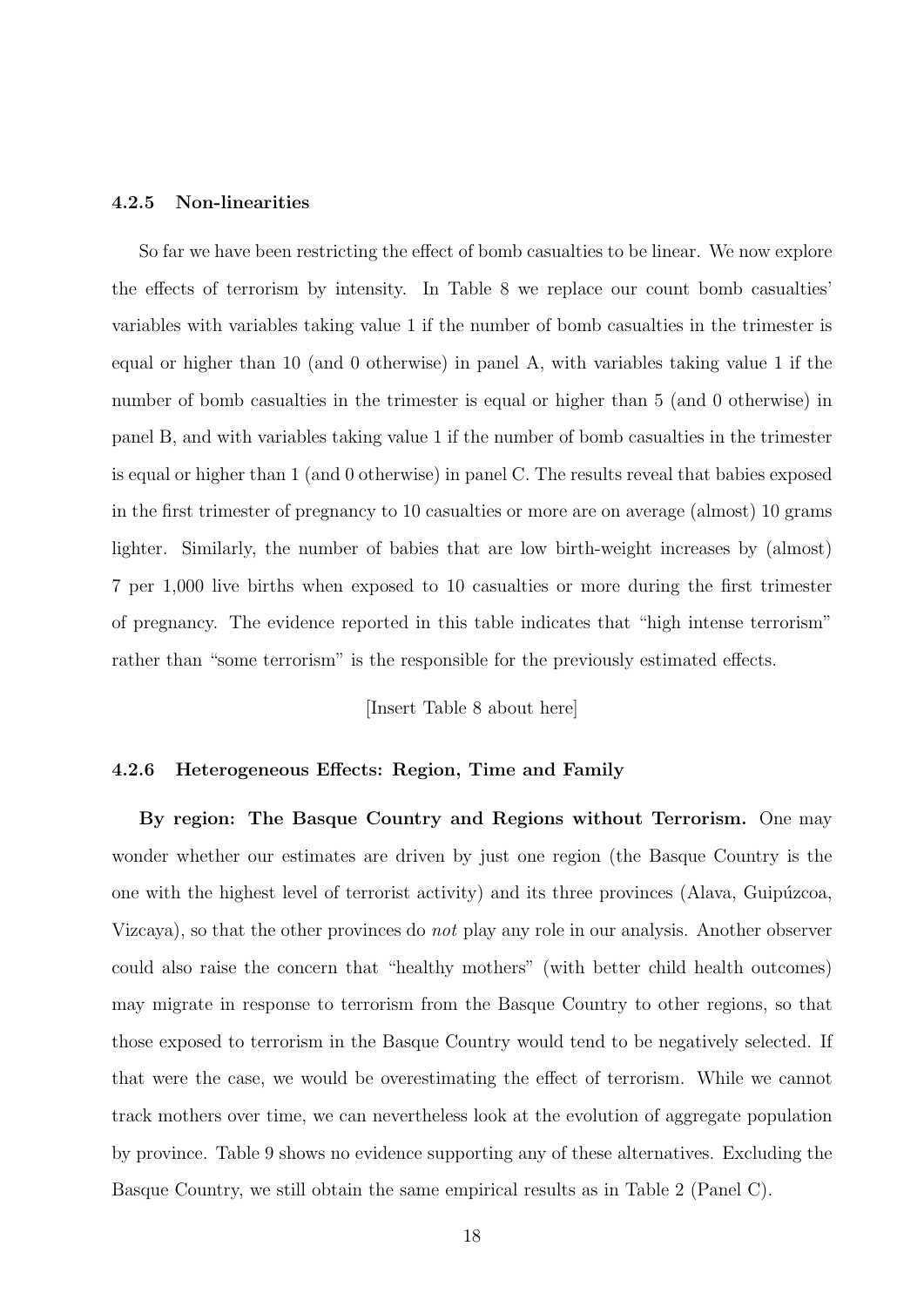#### 4.2.5 Non-linearities

So far we have been restricting the effect of bomb casualties to be linear. We now explore the effects of terrorism by intensity. In Table 8 we replace our count bomb casualties' variables with variables taking value 1 if the number of bomb casualties in the trimester is equal or higher than 10 (and 0 otherwise) in panel A, with variables taking value 1 if the number of bomb casualties in the trimester is equal or higher than 5 (and 0 otherwise) in panel B, and with variables taking value 1 if the number of bomb casualties in the trimester is equal or higher than 1 (and 0 otherwise) in panel C. The results reveal that babies exposed in the first trimester of pregnancy to 10 casualties or more are on average (almost) 10 grams lighter. Similarly, the number of babies that are low birth-weight increases by (almost) 7 per 1,000 live births when exposed to 10 casualties or more during the first trimester of pregnancy. The evidence reported in this table indicates that "high intense terrorism" rather than "some terrorism" is the responsible for the previously estimated effects.

[Insert Table 8 about here]

#### 4.2.6 Heterogeneous Effects: Region, Time and Family

**By region: The Basque Country and Regions without Terrorism.** One may wonder whether our estimates are driven by just one region (the Basque Country is the one with the highest level of terrorist activity) and its three provinces (Alava, Guipúzcoa, Vizcaya), so that the other provinces do *not* play any role in our analysis. Another observer could also raise the concern that "healthy mothers" (with better child health outcomes) may migrate in response to terrorism from the Basque Country to other regions, so that those exposed to terrorism in the Basque Country would tend to be negatively selected. If that were the case, we would be overestimating the effect of terrorism. While we cannot track mothers over time, we can nevertheless look at the evolution of aggregate population by province. Table 9 shows no evidence supporting any of these alternatives. Excluding the Basque Country, we still obtain the same empirical results as in Table 2 (Panel C).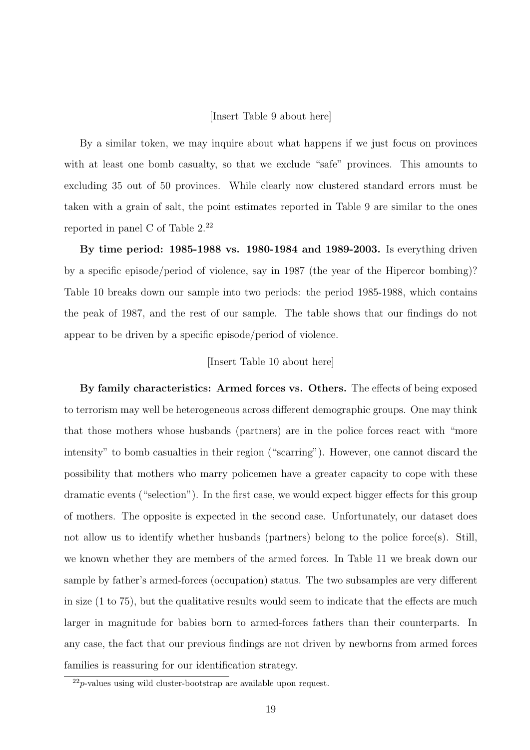[Insert Table 9 about here]

By a similar token, we may inquire about what happens if we just focus on provinces with at least one bomb casualty, so that we exclude "safe" provinces. This amounts to excluding 35 out of 50 provinces. While clearly now clustered standard errors must be taken with a grain of salt, the point estimates reported in Table 9 are similar to the ones reported in panel C of Table 2.[22]

**By time period: 1985-1988 vs. 1980-1984 and 1989-2003.** Is everything driven by a specific episode/period of violence, say in 1987 (the year of the Hipercor bombing)? Table 10 breaks down our sample into two periods: the period 1985-1988, which contains the peak of 1987, and the rest of our sample. The table shows that our findings do not appear to be driven by a specific episode/period of violence.

[Insert Table 10 about here]

**By family characteristics: Armed forces vs. Others.** The effects of being exposed to terrorism may well be heterogeneous across different demographic groups. One may think that those mothers whose husbands (partners) are in the police forces react with "more intensity" to bomb casualties in their region ("scarring"). However, one cannot discard the possibility that mothers who marry policemen have a greater capacity to cope with these dramatic events ("selection"). In the first case, we would expect bigger effects for this group of mothers. The opposite is expected in the second case. Unfortunately, our dataset does not allow us to identify whether husbands (partners) belong to the police force(s). Still, we known whether they are members of the armed forces. In Table 11 we break down our sample by father's armed-forces (occupation) status. The two subsamples are very different in size (1 to 75), but the qualitative results would seem to indicate that the effects are much larger in magnitude for babies born to armed-forces fathers than their counterparts. In any case, the fact that our previous findings are not driven by newborns from armed forces families is reassuring for our identification strategy.

[22] $p$-values using wild cluster-bootstrap are available upon request.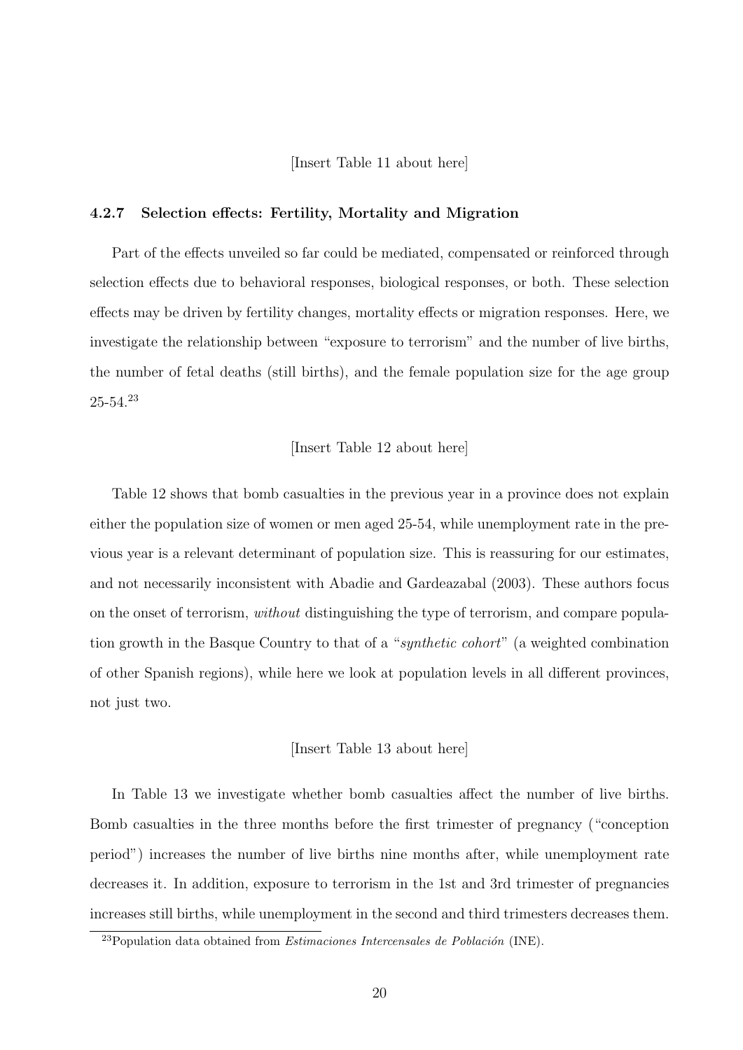[Insert Table 11 about here]

#### 4.2.7 Selection effects: Fertility, Mortality and Migration

Part of the effects unveiled so far could be mediated, compensated or reinforced through selection effects due to behavioral responses, biological responses, or both. These selection effects may be driven by fertility changes, mortality effects or migration responses. Here, we investigate the relationship between "exposure to terrorism" and the number of live births, the number of fetal deaths (still births), and the female population size for the age group 25-54.[23]

[Insert Table 12 about here]

Table 12 shows that bomb casualties in the previous year in a province does not explain either the population size of women or men aged 25-54, while unemployment rate in the previous year is a relevant determinant of population size. This is reassuring for our estimates, and not necessarily inconsistent with Abadie and Gardeazabal (2003). These authors focus on the onset of terrorism, *without* distinguishing the type of terrorism, and compare population growth in the Basque Country to that of a "*synthetic cohort*" (a weighted combination of other Spanish regions), while here we look at population levels in all different provinces, not just two.

[Insert Table 13 about here]

In Table 13 we investigate whether bomb casualties affect the number of live births. Bomb casualties in the three months before the first trimester of pregnancy ("conception period") increases the number of live births nine months after, while unemployment rate decreases it. In addition, exposure to terrorism in the 1st and 3rd trimester of pregnancies increases still births, while unemployment in the second and third trimesters decreases them.

[23]Population data obtained from *Estimaciones Intercensales de Población* (INE).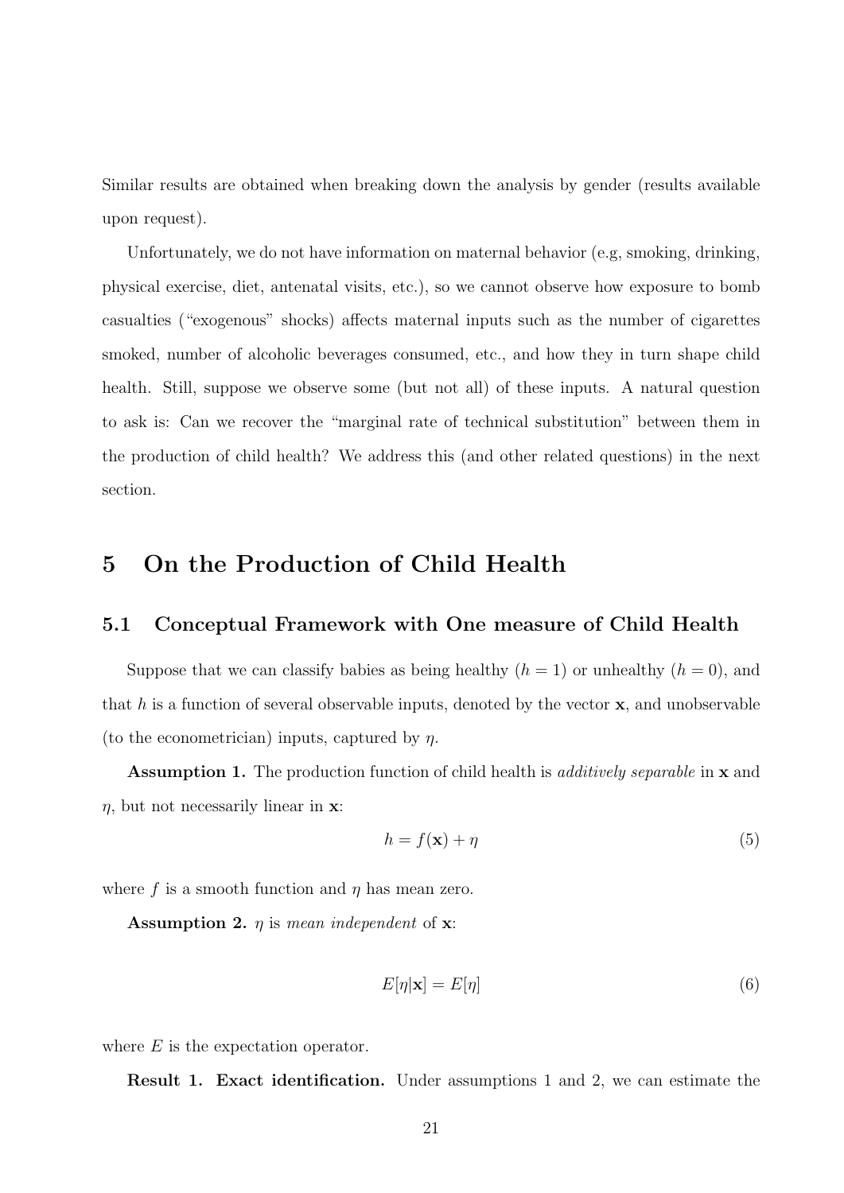Similar results are obtained when breaking down the analysis by gender (results available upon request).

Unfortunately, we do not have information on maternal behavior (e.g, smoking, drinking, physical exercise, diet, antenatal visits, etc.), so we cannot observe how exposure to bomb casualties ("exogenous" shocks) affects maternal inputs such as the number of cigarettes smoked, number of alcoholic beverages consumed, etc., and how they in turn shape child health. Still, suppose we observe some (but not all) of these inputs. A natural question to ask is: Can we recover the "marginal rate of technical substitution" between them in the production of child health? We address this (and other related questions) in the next section.

# 5 On the Production of Child Health

## 5.1 Conceptual Framework with One measure of Child Health

Suppose that we can classify babies as being healthy ($h = 1$) or unhealthy ($h = 0$), and that $h$ is a function of several observable inputs, denoted by the vector $\mathbf{x}$, and unobservable (to the econometrician) inputs, captured by $\eta$.

**Assumption 1.** The production function of child health is *additively separable* in $\mathbf{x}$ and $\eta$, but not necessarily linear in $\mathbf{x}$:

$$h = f(\mathbf{x}) + \eta \tag{5}$$

where $f$ is a smooth function and $\eta$ has mean zero.

**Assumption 2.** $\eta$ is *mean independent* of $\mathbf{x}$:

$$E[\eta|\mathbf{x}] = E[\eta] \tag{6}$$

where $E$ is the expectation operator.

**Result 1. Exact identification.** Under assumptions 1 and 2, we can estimate the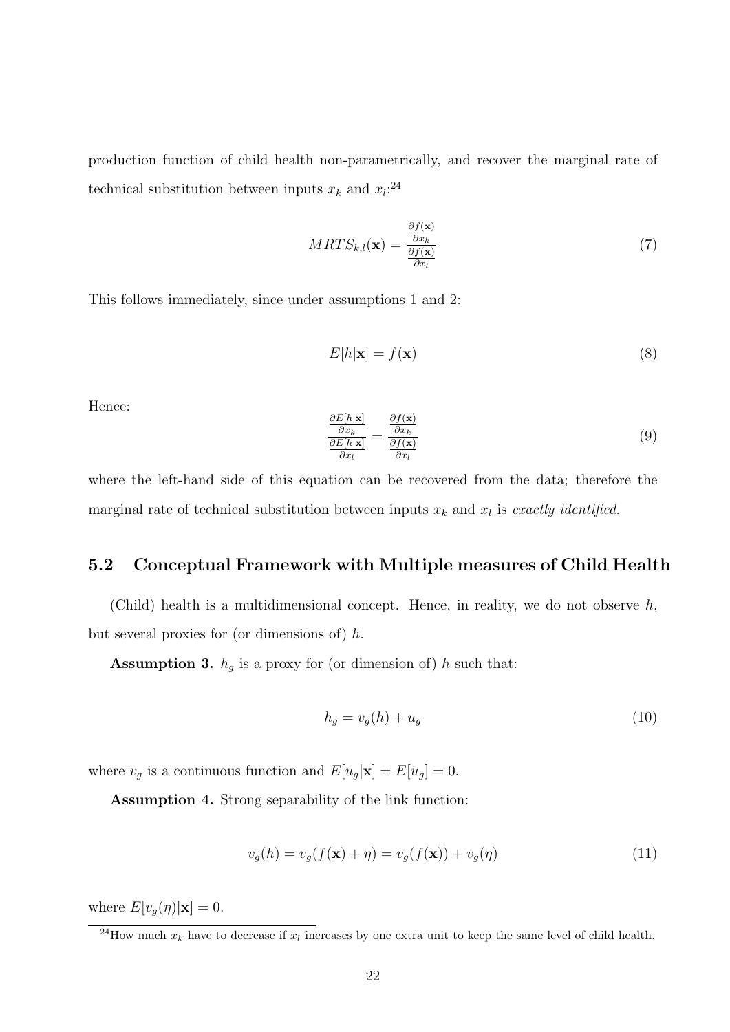production function of child health non-parametrically, and recover the marginal rate of technical substitution between inputs $x_k$ and $x_l$:[24]

$$MRTS_{k,l}(\mathbf{x}) = \frac{\frac{\partial f(\mathbf{x})}{\partial x_k}}{\frac{\partial f(\mathbf{x})}{\partial x_l}} \tag{7}$$

This follows immediately, since under assumptions 1 and 2:

$$E[h|\mathbf{x}] = f(\mathbf{x}) \tag{8}$$

Hence:

$$\frac{\frac{\partial E[h|\mathbf{x}]}{\partial x_k}}{\frac{\partial E[h|\mathbf{x}]}{\partial x_l}} = \frac{\frac{\partial f(\mathbf{x})}{\partial x_k}}{\frac{\partial f(\mathbf{x})}{\partial x_l}} \tag{9}$$

where the left-hand side of this equation can be recovered from the data; therefore the marginal rate of technical substitution between inputs $x_k$ and $x_l$ is *exactly identified*.

## 5.2 Conceptual Framework with Multiple measures of Child Health

(Child) health is a multidimensional concept. Hence, in reality, we do not observe $h$, but several proxies for (or dimensions of) $h$.

**Assumption 3.** $h_g$ is a proxy for (or dimension of) $h$ such that:

$$h_g = v_g(h) + u_g \tag{10}$$

where $v_g$ is a continuous function and $E[u_g|\mathbf{x}] = E[u_g] = 0$.

**Assumption 4.** Strong separability of the link function:

$$v_g(h) = v_g(f(\mathbf{x}) + \eta) = v_g(f(\mathbf{x})) + v_g(\eta) \tag{11}$$

where $E[v_g(\eta)|\mathbf{x}] = 0$.

[24] How much $x_k$ have to decrease if $x_l$ increases by one extra unit to keep the same level of child health.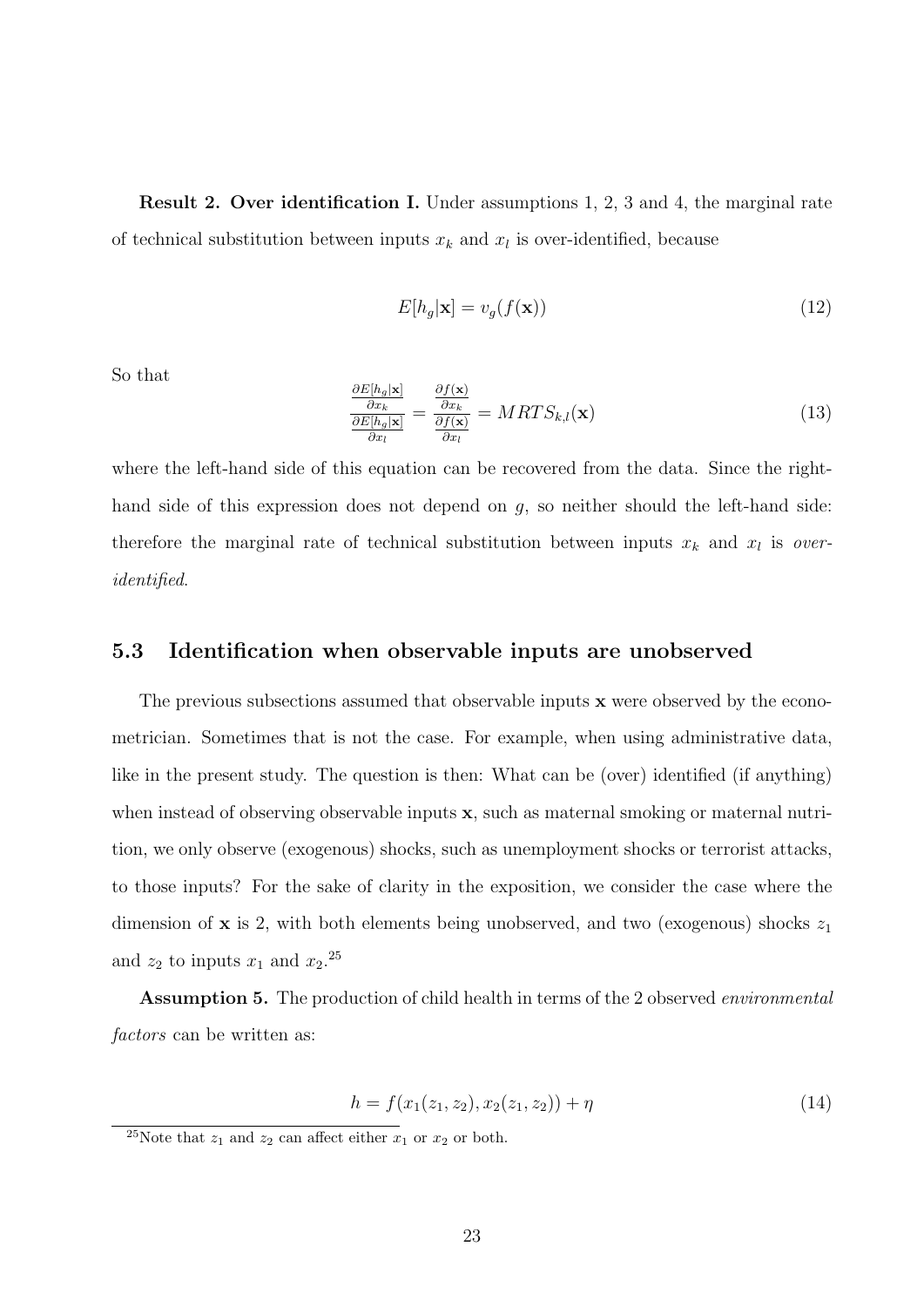**Result 2. Over identification I.** Under assumptions 1, 2, 3 and 4, the marginal rate of technical substitution between inputs $x_k$ and $x_l$ is over-identified, because

$$E[h_g|\mathbf{x}] = v_g(f(\mathbf{x})) \tag{12}$$

So that

$$\frac{\frac{\partial E[h_g|\mathbf{x}]}{\partial x_k}}{\frac{\partial E[h_g|\mathbf{x}]}{\partial x_l}} = \frac{\frac{\partial f(\mathbf{x})}{\partial x_k}}{\frac{\partial f(\mathbf{x})}{\partial x_l}} = MRTS_{k,l}(\mathbf{x}) \tag{13}$$

where the left-hand side of this equation can be recovered from the data. Since the right-hand side of this expression does not depend on $g$, so neither should the left-hand side: therefore the marginal rate of technical substitution between inputs $x_k$ and $x_l$ is *over-identified*.

## 5.3 Identification when observable inputs are unobserved

The previous subsections assumed that observable inputs $\mathbf{x}$ were observed by the econometrician. Sometimes that is not the case. For example, when using administrative data, like in the present study. The question is then: What can be (over) identified (if anything) when instead of observing observable inputs $\mathbf{x}$, such as maternal smoking or maternal nutrition, we only observe (exogenous) shocks, such as unemployment shocks or terrorist attacks, to those inputs? For the sake of clarity in the exposition, we consider the case where the dimension of $\mathbf{x}$ is 2, with both elements being unobserved, and two (exogenous) shocks $z_1$ and $z_2$ to inputs $x_1$ and $x_2$.[25]

**Assumption 5.** The production of child health in terms of the 2 observed *environmental factors* can be written as:

$$h = f(x_1(z_1, z_2), x_2(z_1, z_2)) + \eta \tag{14}$$

[25] Note that $z_1$ and $z_2$ can affect either $x_1$ or $x_2$ or both.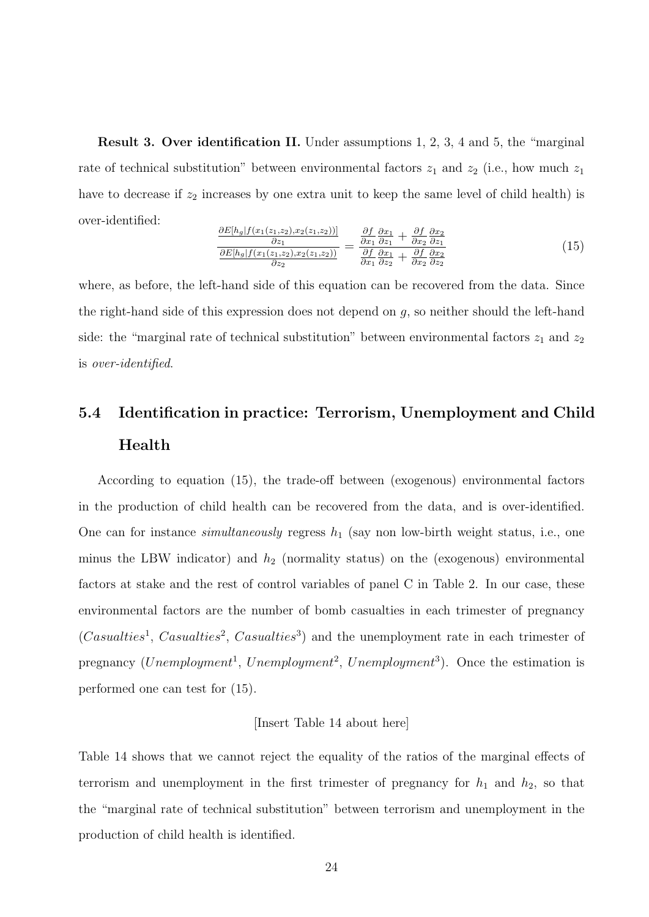**Result 3. Over identification II.** Under assumptions 1, 2, 3, 4 and 5, the "marginal rate of technical substitution" between environmental factors $z_1$ and $z_2$ (i.e., how much $z_1$ have to decrease if $z_2$ increases by one extra unit to keep the same level of child health) is over-identified:

$$\frac{\frac{\partial E[h_g|f(x_1(z_1,z_2),x_2(z_1,z_2))]}{\partial z_1}}{\frac{\partial E[h_g|f(x_1(z_1,z_2),x_2(z_1,z_2))}{\partial z_2}} = \frac{\frac{\partial f}{\partial x_1}\frac{\partial x_1}{\partial z_1} + \frac{\partial f}{\partial x_2}\frac{\partial x_2}{\partial z_1}}{\frac{\partial f}{\partial x_1}\frac{\partial x_1}{\partial z_2} + \frac{\partial f}{\partial x_2}\frac{\partial x_2}{\partial z_2}} \tag{15}$$

where, as before, the left-hand side of this equation can be recovered from the data. Since the right-hand side of this expression does not depend on $g$, so neither should the left-hand side: the "marginal rate of technical substitution" between environmental factors $z_1$ and $z_2$ is *over-identified*.

## 5.4 Identification in practice: Terrorism, Unemployment and Child Health

According to equation (15), the trade-off between (exogenous) environmental factors in the production of child health can be recovered from the data, and is over-identified. One can for instance *simultaneously* regress $h_1$ (say non low-birth weight status, i.e., one minus the LBW indicator) and $h_2$ (normality status) on the (exogenous) environmental factors at stake and the rest of control variables of panel C in Table 2. In our case, these environmental factors are the number of bomb casualties in each trimester of pregnancy ($Casualties^1$, $Casualties^2$, $Casualties^3$) and the unemployment rate in each trimester of pregnancy ($Unemployment^1$, $Unemployment^2$, $Unemployment^3$). Once the estimation is performed one can test for (15).

[Insert Table 14 about here]

Table 14 shows that we cannot reject the equality of the ratios of the marginal effects of terrorism and unemployment in the first trimester of pregnancy for $h_1$ and $h_2$, so that the "marginal rate of technical substitution" between terrorism and unemployment in the production of child health is identified.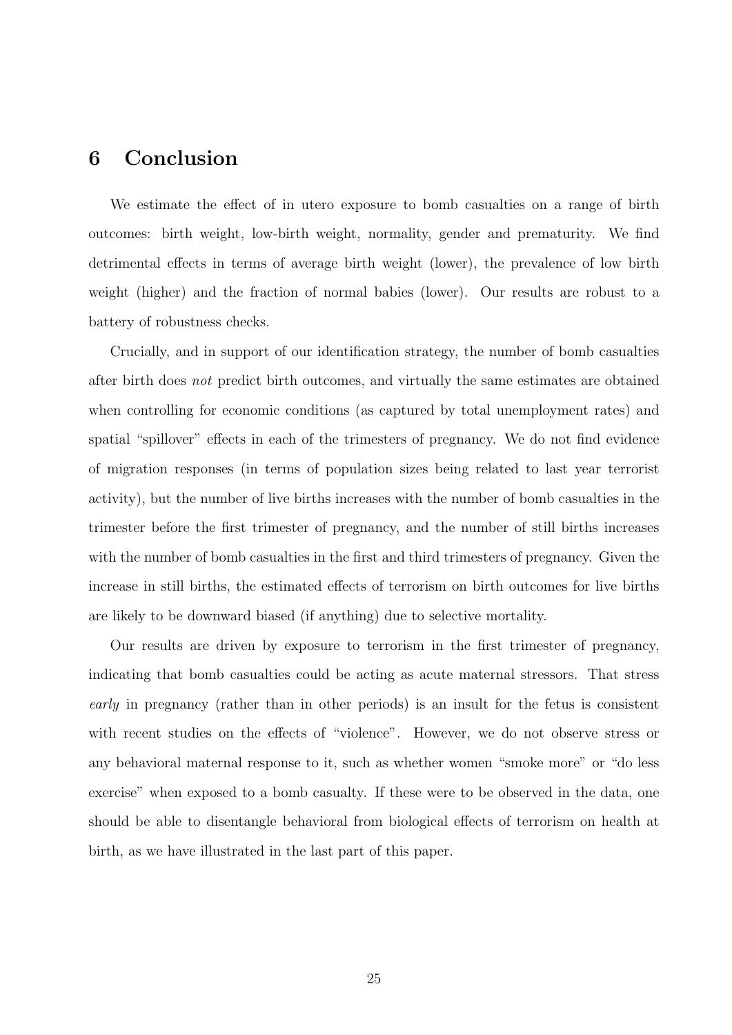# 6 Conclusion

We estimate the effect of in utero exposure to bomb casualties on a range of birth outcomes: birth weight, low-birth weight, normality, gender and prematurity. We find detrimental effects in terms of average birth weight (lower), the prevalence of low birth weight (higher) and the fraction of normal babies (lower). Our results are robust to a battery of robustness checks.

Crucially, and in support of our identification strategy, the number of bomb casualties after birth does *not* predict birth outcomes, and virtually the same estimates are obtained when controlling for economic conditions (as captured by total unemployment rates) and spatial "spillover" effects in each of the trimesters of pregnancy. We do not find evidence of migration responses (in terms of population sizes being related to last year terrorist activity), but the number of live births increases with the number of bomb casualties in the trimester before the first trimester of pregnancy, and the number of still births increases with the number of bomb casualties in the first and third trimesters of pregnancy. Given the increase in still births, the estimated effects of terrorism on birth outcomes for live births are likely to be downward biased (if anything) due to selective mortality.

Our results are driven by exposure to terrorism in the first trimester of pregnancy, indicating that bomb casualties could be acting as acute maternal stressors. That stress *early* in pregnancy (rather than in other periods) is an insult for the fetus is consistent with recent studies on the effects of "violence". However, we do not observe stress or any behavioral maternal response to it, such as whether women "smoke more" or "do less exercise" when exposed to a bomb casualty. If these were to be observed in the data, one should be able to disentangle behavioral from biological effects of terrorism on health at birth, as we have illustrated in the last part of this paper.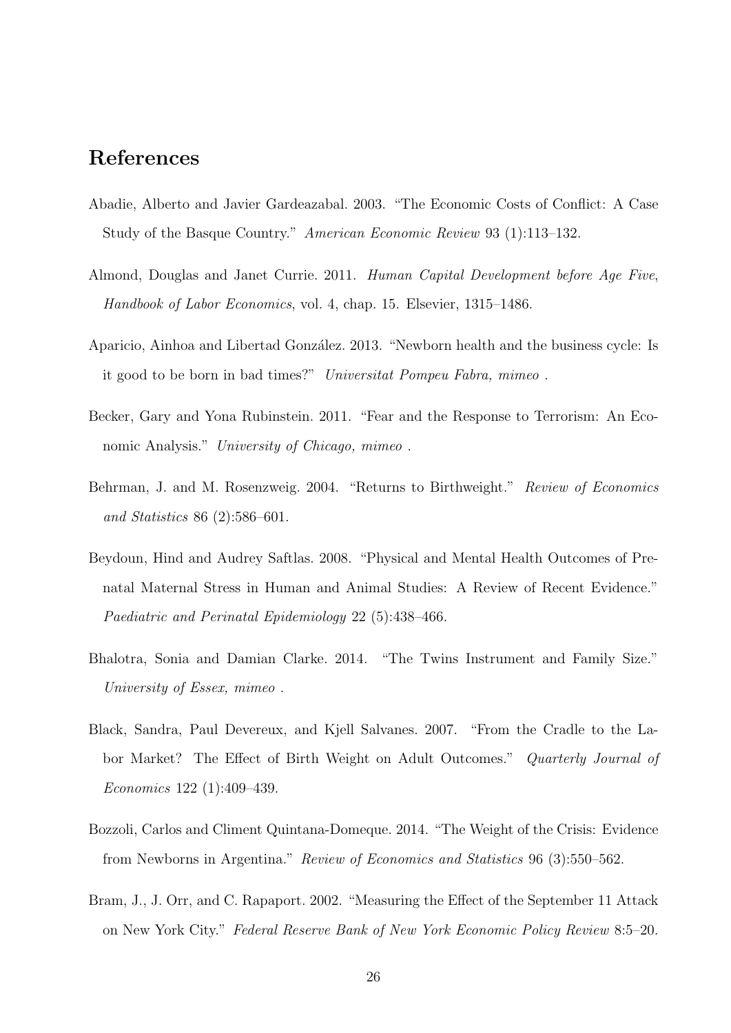## References

Abadie, Alberto and Javier Gardeazabal. 2003. "The Economic Costs of Conflict: A Case Study of the Basque Country." *American Economic Review* 93 (1):113–132.

Almond, Douglas and Janet Currie. 2011. *Human Capital Development before Age Five*, *Handbook of Labor Economics*, vol. 4, chap. 15. Elsevier, 1315–1486.

Aparicio, Ainhoa and Libertad González. 2013. "Newborn health and the business cycle: Is it good to be born in bad times?" *Universitat Pompeu Fabra, mimeo* .

Becker, Gary and Yona Rubinstein. 2011. "Fear and the Response to Terrorism: An Economic Analysis." *University of Chicago, mimeo* .

Behrman, J. and M. Rosenzweig. 2004. "Returns to Birthweight." *Review of Economics and Statistics* 86 (2):586–601.

Beydoun, Hind and Audrey Saftlas. 2008. "Physical and Mental Health Outcomes of Prenatal Maternal Stress in Human and Animal Studies: A Review of Recent Evidence." *Paediatric and Perinatal Epidemiology* 22 (5):438–466.

Bhalotra, Sonia and Damian Clarke. 2014. "The Twins Instrument and Family Size." *University of Essex, mimeo* .

Black, Sandra, Paul Devereux, and Kjell Salvanes. 2007. "From the Cradle to the Labor Market? The Effect of Birth Weight on Adult Outcomes." *Quarterly Journal of Economics* 122 (1):409–439.

Bozzoli, Carlos and Climent Quintana-Domeque. 2014. "The Weight of the Crisis: Evidence from Newborns in Argentina." *Review of Economics and Statistics* 96 (3):550–562.

Bram, J., J. Orr, and C. Rapaport. 2002. "Measuring the Effect of the September 11 Attack on New York City." *Federal Reserve Bank of New York Economic Policy Review* 8:5–20.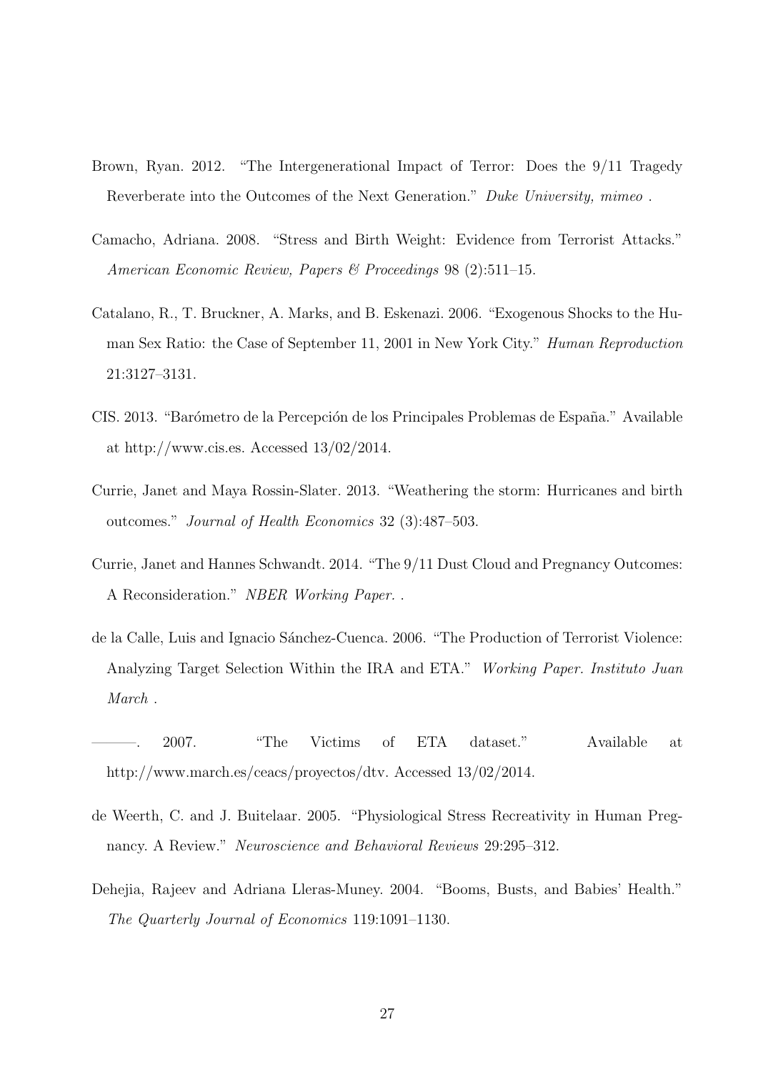Brown, Ryan. 2012. "The Intergenerational Impact of Terror: Does the 9/11 Tragedy Reverberate into the Outcomes of the Next Generation." *Duke University, mimeo* .

Camacho, Adriana. 2008. "Stress and Birth Weight: Evidence from Terrorist Attacks." *American Economic Review, Papers & Proceedings* 98 (2):511–15.

Catalano, R., T. Bruckner, A. Marks, and B. Eskenazi. 2006. "Exogenous Shocks to the Human Sex Ratio: the Case of September 11, 2001 in New York City." *Human Reproduction* 21:3127–3131.

CIS. 2013. "Barómetro de la Percepción de los Principales Problemas de España." Available at http://www.cis.es. Accessed 13/02/2014.

Currie, Janet and Maya Rossin-Slater. 2013. "Weathering the storm: Hurricanes and birth outcomes." *Journal of Health Economics* 32 (3):487–503.

Currie, Janet and Hannes Schwandt. 2014. "The 9/11 Dust Cloud and Pregnancy Outcomes: A Reconsideration." *NBER Working Paper.* .

de la Calle, Luis and Ignacio Sánchez-Cuenca. 2006. "The Production of Terrorist Violence: Analyzing Target Selection Within the IRA and ETA." *Working Paper. Instituto Juan March* .

———. 2007. "The Victims of ETA dataset." Available at http://www.march.es/ceacs/proyectos/dtv. Accessed 13/02/2014.

de Weerth, C. and J. Buitelaar. 2005. "Physiological Stress Recreativity in Human Pregnancy. A Review." *Neuroscience and Behavioral Reviews* 29:295–312.

Dehejia, Rajeev and Adriana Lleras-Muney. 2004. "Booms, Busts, and Babies' Health." *The Quarterly Journal of Economics* 119:1091–1130.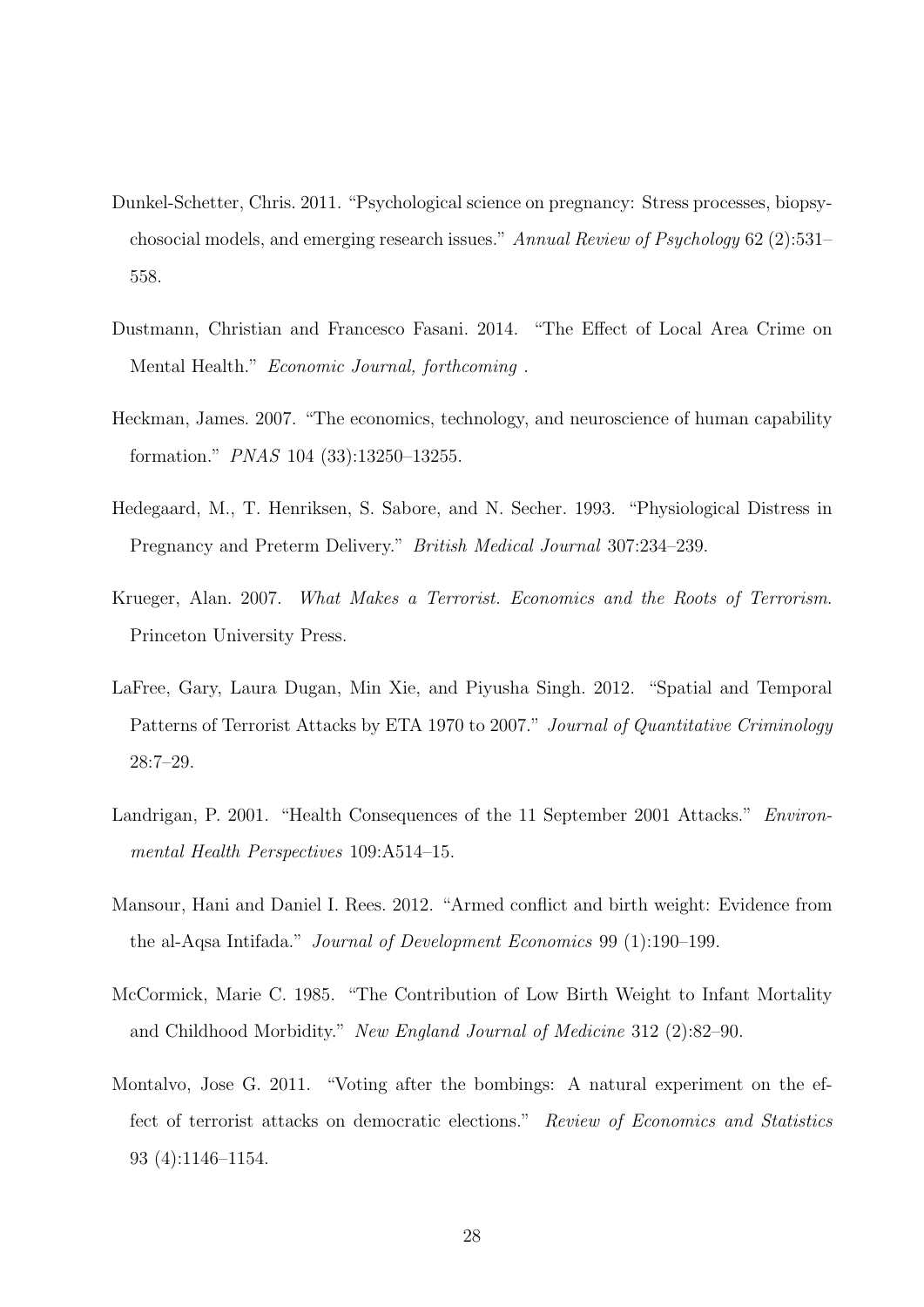Dunkel-Schetter, Chris. 2011. "Psychological science on pregnancy: Stress processes, biopsychosocial models, and emerging research issues." *Annual Review of Psychology* 62 (2):531–558.

Dustmann, Christian and Francesco Fasani. 2014. "The Effect of Local Area Crime on Mental Health." *Economic Journal, forthcoming* .

Heckman, James. 2007. "The economics, technology, and neuroscience of human capability formation." *PNAS* 104 (33):13250–13255.

Hedegaard, M., T. Henriksen, S. Sabore, and N. Secher. 1993. "Physiological Distress in Pregnancy and Preterm Delivery." *British Medical Journal* 307:234–239.

Krueger, Alan. 2007. *What Makes a Terrorist. Economics and the Roots of Terrorism*. Princeton University Press.

LaFree, Gary, Laura Dugan, Min Xie, and Piyusha Singh. 2012. "Spatial and Temporal Patterns of Terrorist Attacks by ETA 1970 to 2007." *Journal of Quantitative Criminology* 28:7–29.

Landrigan, P. 2001. "Health Consequences of the 11 September 2001 Attacks." *Environmental Health Perspectives* 109:A514–15.

Mansour, Hani and Daniel I. Rees. 2012. "Armed conflict and birth weight: Evidence from the al-Aqsa Intifada." *Journal of Development Economics* 99 (1):190–199.

McCormick, Marie C. 1985. "The Contribution of Low Birth Weight to Infant Mortality and Childhood Morbidity." *New England Journal of Medicine* 312 (2):82–90.

Montalvo, Jose G. 2011. "Voting after the bombings: A natural experiment on the effect of terrorist attacks on democratic elections." *Review of Economics and Statistics* 93 (4):1146–1154.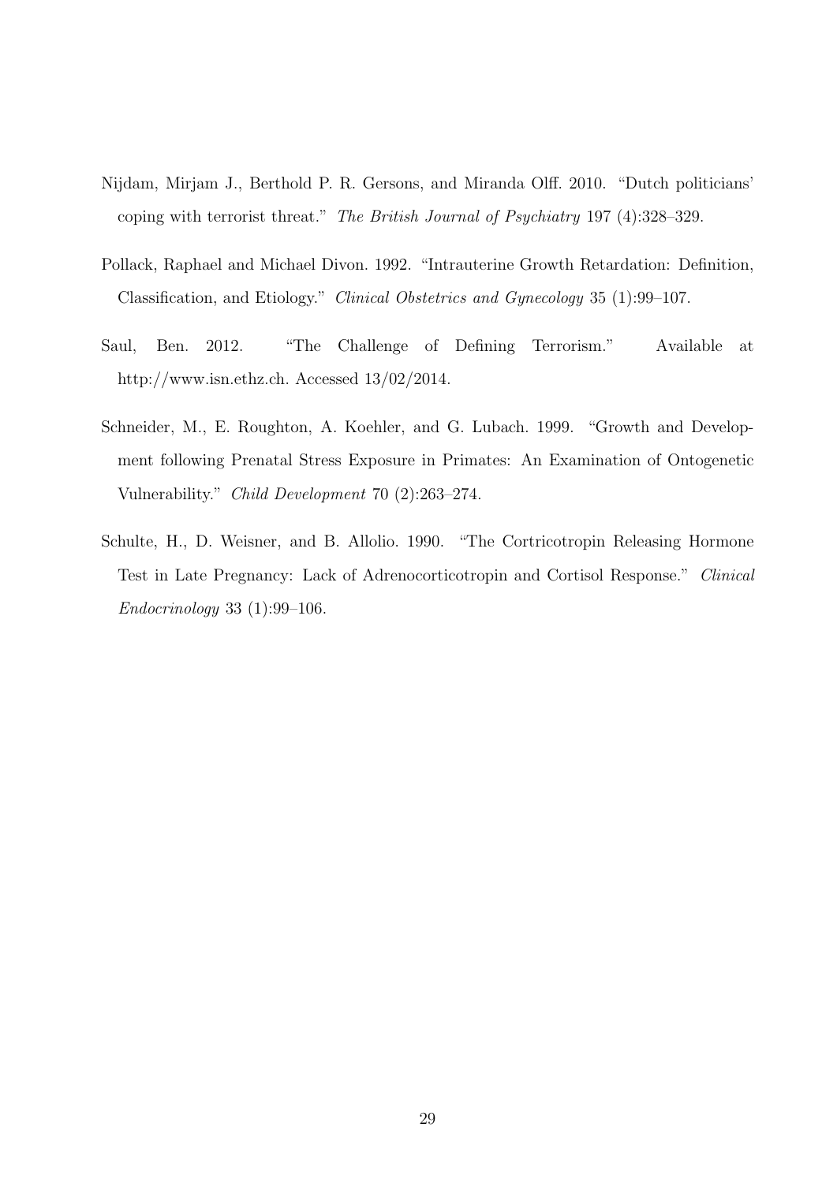Nijdam, Mirjam J., Berthold P. R. Gersons, and Miranda Olff. 2010. "Dutch politicians' coping with terrorist threat." *The British Journal of Psychiatry* 197 (4):328–329.

Pollack, Raphael and Michael Divon. 1992. "Intrauterine Growth Retardation: Definition, Classification, and Etiology." *Clinical Obstetrics and Gynecology* 35 (1):99–107.

Saul, Ben. 2012. "The Challenge of Defining Terrorism." Available at http://www.isn.ethz.ch. Accessed 13/02/2014.

Schneider, M., E. Roughton, A. Koehler, and G. Lubach. 1999. "Growth and Development following Prenatal Stress Exposure in Primates: An Examination of Ontogenetic Vulnerability." *Child Development* 70 (2):263–274.

Schulte, H., D. Weisner, and B. Allolio. 1990. "The Cortricotropin Releasing Hormone Test in Late Pregnancy: Lack of Adrenocorticotropin and Cortisol Response." *Clinical Endocrinology* 33 (1):99–106.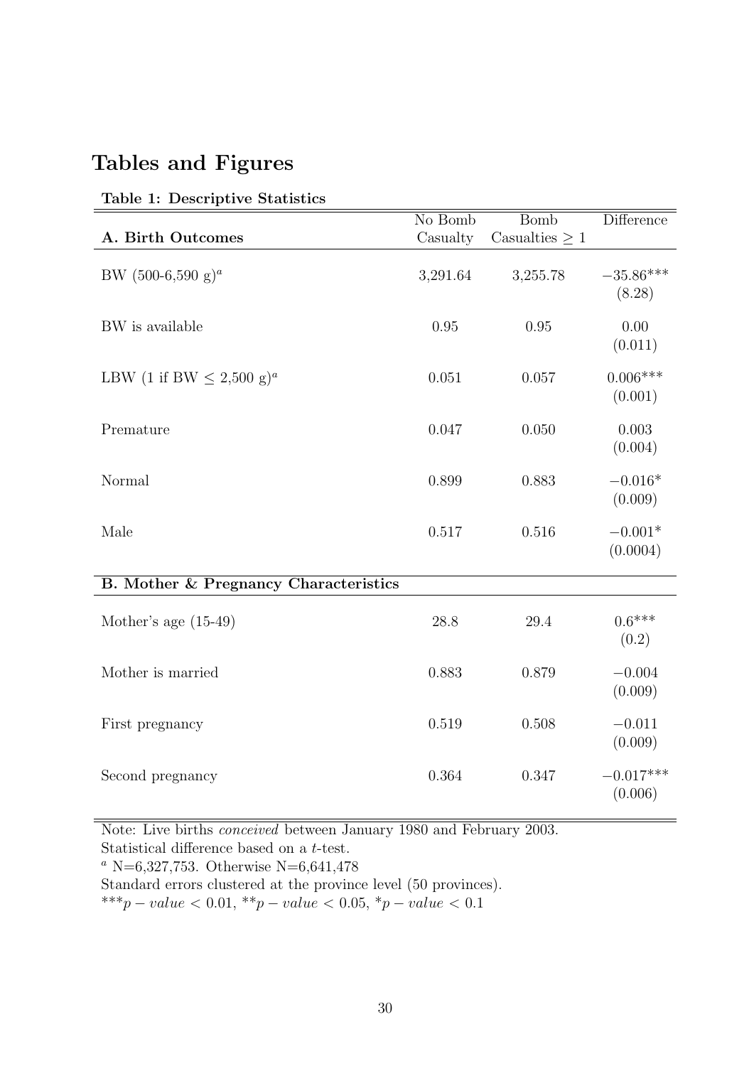# Tables and Figures

**Table 1: Descriptive Statistics**

| **A. Birth Outcomes** | No Bomb Casualty | Bomb Casualties $\geq 1$ | Difference |
|---|---|---|---|
| BW (500-6,590 g)[a] | 3,291.64 | 3,255.78 | $-35.86^{***}$ (8.28) |
| BW is available | 0.95 | 0.95 | 0.00 (0.011) |
| LBW (1 if BW $\leq$ 2,500 g)[a] | 0.051 | 0.057 | $0.006^{***}$ (0.001) |
| Premature | 0.047 | 0.050 | 0.003 (0.004) |
| Normal | 0.899 | 0.883 | $-0.016^{*}$ (0.009) |
| Male | 0.517 | 0.516 | $-0.001^{*}$ (0.0004) |
| **B. Mother & Pregnancy Characteristics** | | | |
| Mother's age (15-49) | 28.8 | 29.4 | $0.6^{***}$ (0.2) |
| Mother is married | 0.883 | 0.879 | $-0.004$ (0.009) |
| First pregnancy | 0.519 | 0.508 | $-0.011$ (0.009) |
| Second pregnancy | 0.364 | 0.347 | $-0.017^{***}$ (0.006) |

Note: Live births *conceived* between January 1980 and February 2003.
Statistical difference based on a *t*-test.
[a] N=6,327,753. Otherwise N=6,641,478
Standard errors clustered at the province level (50 provinces).
$^{***}p-value < 0.01$, $^{**}p-value < 0.05$, $^{*}p-value < 0.1$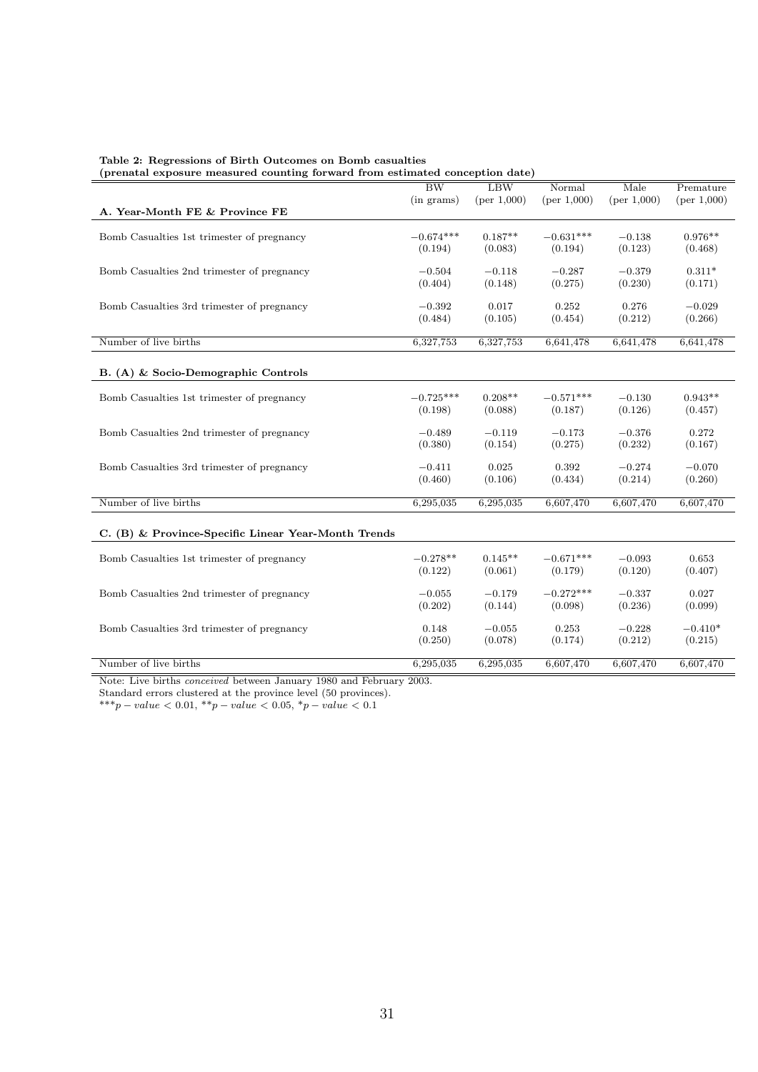**Table 2: Regressions of Birth Outcomes on Bomb casualties**
**(prenatal exposure measured counting forward from estimated conception date)**

| | BW (in grams) | LBW (per 1,000) | Normal (per 1,000) | Male (per 1,000) | Premature (per 1,000) |
|---|---|---|---|---|---|
| **A. Year-Month FE & Province FE** | | | | | |
| Bomb Casualties 1st trimester of pregnancy | $-0.674^{***}$ | $0.187^{**}$ | $-0.631^{***}$ | $-0.138$ | $0.976^{**}$ |
| | (0.194) | (0.083) | (0.194) | (0.123) | (0.468) |
| Bomb Casualties 2nd trimester of pregnancy | $-0.504$ | $-0.118$ | $-0.287$ | $-0.379$ | $0.311^{*}$ |
| | (0.404) | (0.148) | (0.275) | (0.230) | (0.171) |
| Bomb Casualties 3rd trimester of pregnancy | $-0.392$ | 0.017 | 0.252 | 0.276 | $-0.029$ |
| | (0.484) | (0.105) | (0.454) | (0.212) | (0.266) |
| Number of live births | 6,327,753 | 6,327,753 | 6,641,478 | 6,641,478 | 6,641,478 |
| **B. (A) & Socio-Demographic Controls** | | | | | |
| Bomb Casualties 1st trimester of pregnancy | $-0.725^{***}$ | $0.208^{**}$ | $-0.571^{***}$ | $-0.130$ | $0.943^{**}$ |
| | (0.198) | (0.088) | (0.187) | (0.126) | (0.457) |
| Bomb Casualties 2nd trimester of pregnancy | $-0.489$ | $-0.119$ | $-0.173$ | $-0.376$ | 0.272 |
| | (0.380) | (0.154) | (0.275) | (0.232) | (0.167) |
| Bomb Casualties 3rd trimester of pregnancy | $-0.411$ | 0.025 | 0.392 | $-0.274$ | $-0.070$ |
| | (0.460) | (0.106) | (0.434) | (0.214) | (0.260) |
| Number of live births | 6,295,035 | 6,295,035 | 6,607,470 | 6,607,470 | 6,607,470 |
| **C. (B) & Province-Specific Linear Year-Month Trends** | | | | | |
| Bomb Casualties 1st trimester of pregnancy | $-0.278^{**}$ | $0.145^{**}$ | $-0.671^{***}$ | $-0.093$ | 0.653 |
| | (0.122) | (0.061) | (0.179) | (0.120) | (0.407) |
| Bomb Casualties 2nd trimester of pregnancy | $-0.055$ | $-0.179$ | $-0.272^{***}$ | $-0.337$ | 0.027 |
| | (0.202) | (0.144) | (0.098) | (0.236) | (0.099) |
| Bomb Casualties 3rd trimester of pregnancy | 0.148 | $-0.055$ | 0.253 | $-0.228$ | $-0.410^{*}$ |
| | (0.250) | (0.078) | (0.174) | (0.212) | (0.215) |
| Number of live births | 6,295,035 | 6,295,035 | 6,607,470 | 6,607,470 | 6,607,470 |

Note: Live births *conceived* between January 1980 and February 2003.
Standard errors clustered at the province level (50 provinces).
$^{***}p-value < 0.01$, $^{**}p-value < 0.05$, $^{*}p-value < 0.1$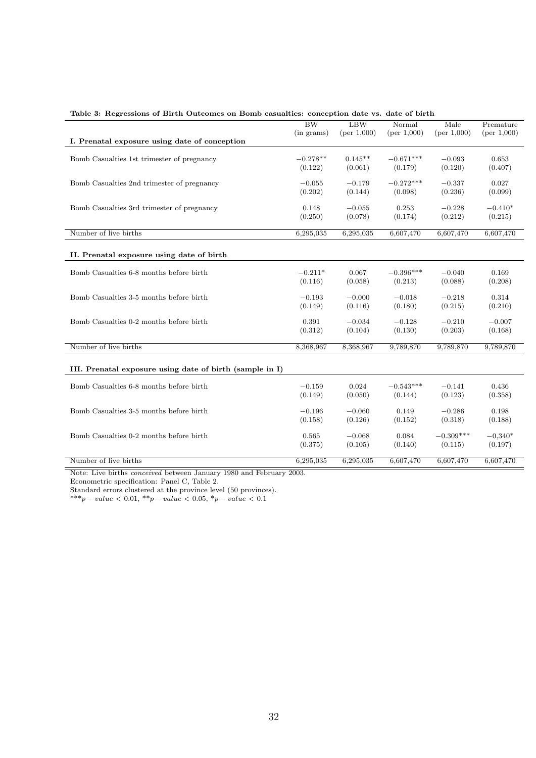**Table 3: Regressions of Birth Outcomes on Bomb casualties: conception date vs. date of birth**

| | BW (in grams) | LBW (per 1,000) | Normal (per 1,000) | Male (per 1,000) | Premature (per 1,000) |
|---|---|---|---|---|---|
| **I. Prenatal exposure using date of conception** | | | | | |
| Bomb Casualties 1st trimester of pregnancy | $-0.278^{**}$ | $0.145^{**}$ | $-0.671^{***}$ | $-0.093$ | 0.653 |
| | (0.122) | (0.061) | (0.179) | (0.120) | (0.407) |
| Bomb Casualties 2nd trimester of pregnancy | $-0.055$ | $-0.179$ | $-0.272^{***}$ | $-0.337$ | 0.027 |
| | (0.202) | (0.144) | (0.098) | (0.236) | (0.099) |
| Bomb Casualties 3rd trimester of pregnancy | 0.148 | $-0.055$ | 0.253 | $-0.228$ | $-0.410^{*}$ |
| | (0.250) | (0.078) | (0.174) | (0.212) | (0.215) |
| Number of live births | 6,295,035 | 6,295,035 | 6,607,470 | 6,607,470 | 6,607,470 |
| **II. Prenatal exposure using date of birth** | | | | | |
| Bomb Casualties 6-8 months before birth | $-0.211^{*}$ | 0.067 | $-0.396^{***}$ | $-0.040$ | 0.169 |
| | (0.116) | (0.058) | (0.213) | (0.088) | (0.208) |
| Bomb Casualties 3-5 months before birth | $-0.193$ | $-0.000$ | $-0.018$ | $-0.218$ | 0.314 |
| | (0.149) | (0.116) | (0.180) | (0.215) | (0.210) |
| Bomb Casualties 0-2 months before birth | 0.391 | $-0.034$ | $-0.128$ | $-0.210$ | $-0.007$ |
| | (0.312) | (0.104) | (0.130) | (0.203) | (0.168) |
| Number of live births | 8,368,967 | 8,368,967 | 9,789,870 | 9,789,870 | 9,789,870 |
| **III. Prenatal exposure using date of birth (sample in I)** | | | | | |
| Bomb Casualties 6-8 months before birth | $-0.159$ | 0.024 | $-0.543^{***}$ | $-0.141$ | 0.436 |
| | (0.149) | (0.050) | (0.144) | (0.123) | (0.358) |
| Bomb Casualties 3-5 months before birth | $-0.196$ | $-0.060$ | 0.149 | $-0.286$ | 0.198 |
| | (0.158) | (0.126) | (0.152) | (0.318) | (0.188) |
| Bomb Casualties 0-2 months before birth | 0.565 | $-0.068$ | 0.084 | $-0.309^{***}$ | $-0.340^{*}$ |
| | (0.375) | (0.105) | (0.140) | (0.115) | (0.197) |
| Number of live births | 6,295,035 | 6,295,035 | 6,607,470 | 6,607,470 | 6,607,470 |

Note: Live births *conceived* between January 1980 and February 2003.
Econometric specification: Panel C, Table 2.
Standard errors clustered at the province level (50 provinces).
$^{***}p-value < 0.01$, $^{**}p-value < 0.05$, $^{*}p-value < 0.1$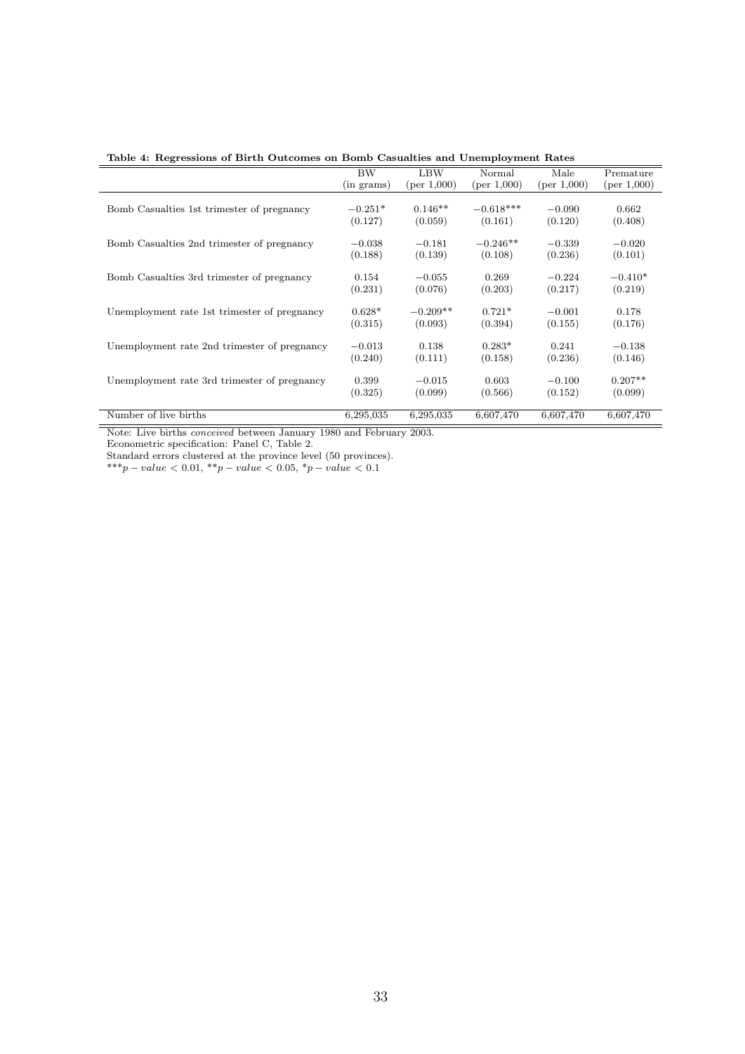**Table 4: Regressions of Birth Outcomes on Bomb Casualties and Unemployment Rates**

| | BW (in grams) | LBW (per 1,000) | Normal (per 1,000) | Male (per 1,000) | Premature (per 1,000) |
|---|---|---|---|---|---|
| Bomb Casualties 1st trimester of pregnancy | −0.251* | 0.146** | −0.618*** | −0.090 | 0.662 |
| | (0.127) | (0.059) | (0.161) | (0.120) | (0.408) |
| Bomb Casualties 2nd trimester of pregnancy | −0.038 | −0.181 | −0.246** | −0.339 | −0.020 |
| | (0.188) | (0.139) | (0.108) | (0.236) | (0.101) |
| Bomb Casualties 3rd trimester of pregnancy | 0.154 | −0.055 | 0.269 | −0.224 | −0.410* |
| | (0.231) | (0.076) | (0.203) | (0.217) | (0.219) |
| Unemployment rate 1st trimester of pregnancy | 0.628* | −0.209** | 0.721* | −0.001 | 0.178 |
| | (0.315) | (0.093) | (0.394) | (0.155) | (0.176) |
| Unemployment rate 2nd trimester of pregnancy | −0.013 | 0.138 | 0.283* | 0.241 | −0.138 |
| | (0.240) | (0.111) | (0.158) | (0.236) | (0.146) |
| Unemployment rate 3rd trimester of pregnancy | 0.399 | −0.015 | 0.603 | −0.100 | 0.207** |
| | (0.325) | (0.099) | (0.566) | (0.152) | (0.099) |
| Number of live births | 6,295,035 | 6,295,035 | 6,607,470 | 6,607,470 | 6,607,470 |

Note: Live births *conceived* between January 1980 and February 2003.
Econometric specification: Panel C, Table 2.
Standard errors clustered at the province level (50 provinces).
$^{***}p-value < 0.01$, $^{**}p-value < 0.05$, $^{*}p-value < 0.1$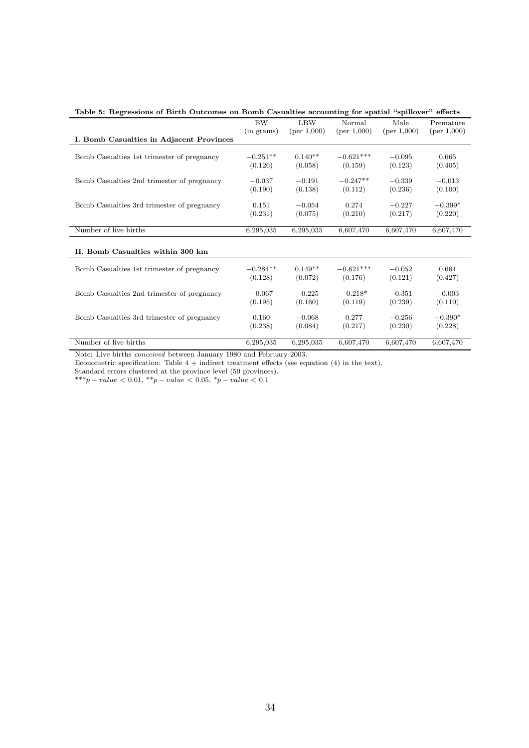**Table 5: Regressions of Birth Outcomes on Bomb Casualties accounting for spatial "spillover" effects**

| | BW (in grams) | LBW (per 1,000) | Normal (per 1,000) | Male (per 1,000) | Premature (per 1,000) |
|---|---|---|---|---|---|
| **I. Bomb Casualties in Adjacent Provinces** | | | | | |
| Bomb Casualties 1st trimester of pregnancy | $-0.251^{**}$ | $0.140^{**}$ | $-0.621^{***}$ | $-0.095$ | 0.665 |
| | (0.126) | (0.058) | (0.159) | (0.123) | (0.405) |
| Bomb Casualties 2nd trimester of pregnancy | $-0.037$ | $-0.191$ | $-0.247^{**}$ | $-0.339$ | $-0.013$ |
| | (0.190) | (0.138) | (0.112) | (0.236) | (0.100) |
| Bomb Casualties 3rd trimester of pregnancy | 0.151 | $-0.054$ | 0.274 | $-0.227$ | $-0.399^{*}$ |
| | (0.231) | (0.075) | (0.210) | (0.217) | (0.220) |
| Number of live births | 6,295,035 | 6,295,035 | 6,607,470 | 6,607,470 | 6,607,470 |
| **II. Bomb Casualties within 300 km** | | | | | |
| Bomb Casualties 1st trimester of pregnancy | $-0.284^{**}$ | $0.149^{**}$ | $-0.621^{***}$ | $-0.052$ | 0.661 |
| | (0.128) | (0.072) | (0.176) | (0.121) | (0.427) |
| Bomb Casualties 2nd trimester of pregnancy | $-0.067$ | $-0.225$ | $-0.218^{*}$ | $-0.351$ | $-0.003$ |
| | (0.195) | (0.160) | (0.119) | (0.239) | (0.110) |
| Bomb Casualties 3rd trimester of pregnancy | 0.160 | $-0.068$ | 0.277 | $-0.256$ | $-0.390^{*}$ |
| | (0.238) | (0.084) | (0.217) | (0.230) | (0.228) |
| Number of live births | 6,295,035 | 6,295,035 | 6,607,470 | 6,607,470 | 6,607,470 |

Note: Live births *conceived* between January 1980 and February 2003.
Econometric specification: Table 4 + indirect treatment effects (see equation (4) in the text).
Standard errors clustered at the province level (50 provinces).
$^{***}p-value < 0.01$, $^{**}p-value < 0.05$, $^{*}p-value < 0.1$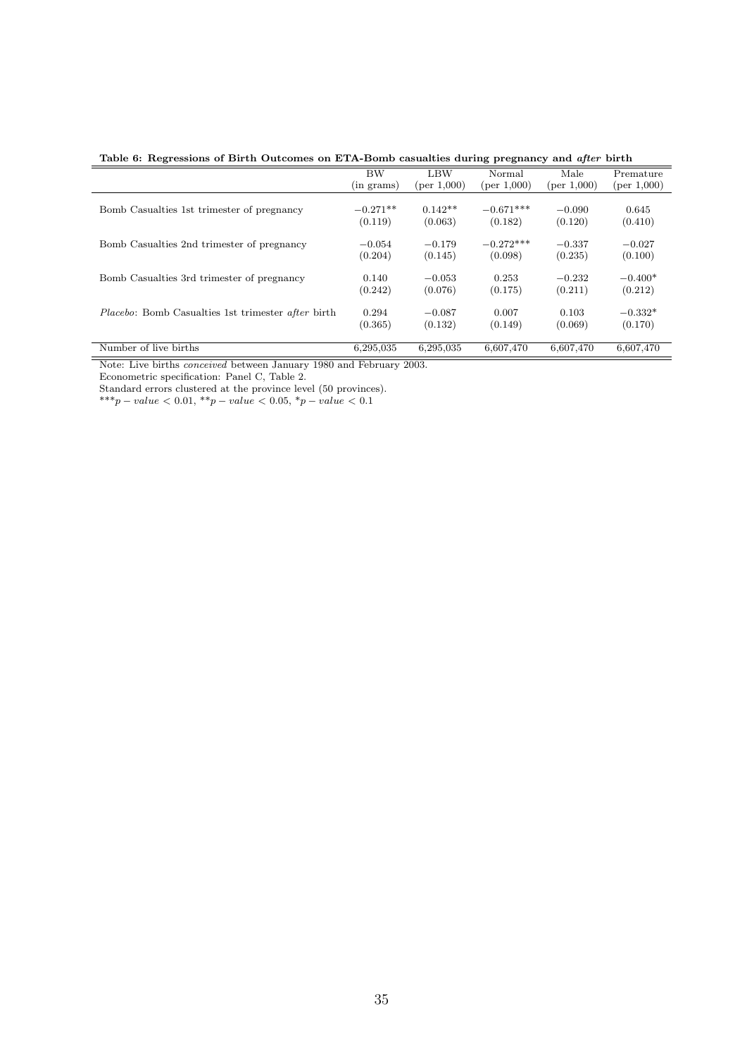**Table 6: Regressions of Birth Outcomes on ETA-Bomb casualties during pregnancy and *after* birth**

| | BW (in grams) | LBW (per 1,000) | Normal (per 1,000) | Male (per 1,000) | Premature (per 1,000) |
|---|---|---|---|---|---|
| Bomb Casualties 1st trimester of pregnancy | $-0.271^{**}$ | $0.142^{**}$ | $-0.671^{***}$ | $-0.090$ | 0.645 |
| | (0.119) | (0.063) | (0.182) | (0.120) | (0.410) |
| Bomb Casualties 2nd trimester of pregnancy | $-0.054$ | $-0.179$ | $-0.272^{***}$ | $-0.337$ | $-0.027$ |
| | (0.204) | (0.145) | (0.098) | (0.235) | (0.100) |
| Bomb Casualties 3rd trimester of pregnancy | 0.140 | $-0.053$ | 0.253 | $-0.232$ | $-0.400^{*}$ |
| | (0.242) | (0.076) | (0.175) | (0.211) | (0.212) |
| *Placebo*: Bomb Casualties 1st trimester *after* birth | 0.294 | $-0.087$ | 0.007 | 0.103 | $-0.332^{*}$ |
| | (0.365) | (0.132) | (0.149) | (0.069) | (0.170) |
| Number of live births | 6,295,035 | 6,295,035 | 6,607,470 | 6,607,470 | 6,607,470 |

Note: Live births *conceived* between January 1980 and February 2003.
Econometric specification: Panel C, Table 2.
Standard errors clustered at the province level (50 provinces).
$^{***}p-value < 0.01$, $^{**}p-value < 0.05$, $^{*}p-value < 0.1$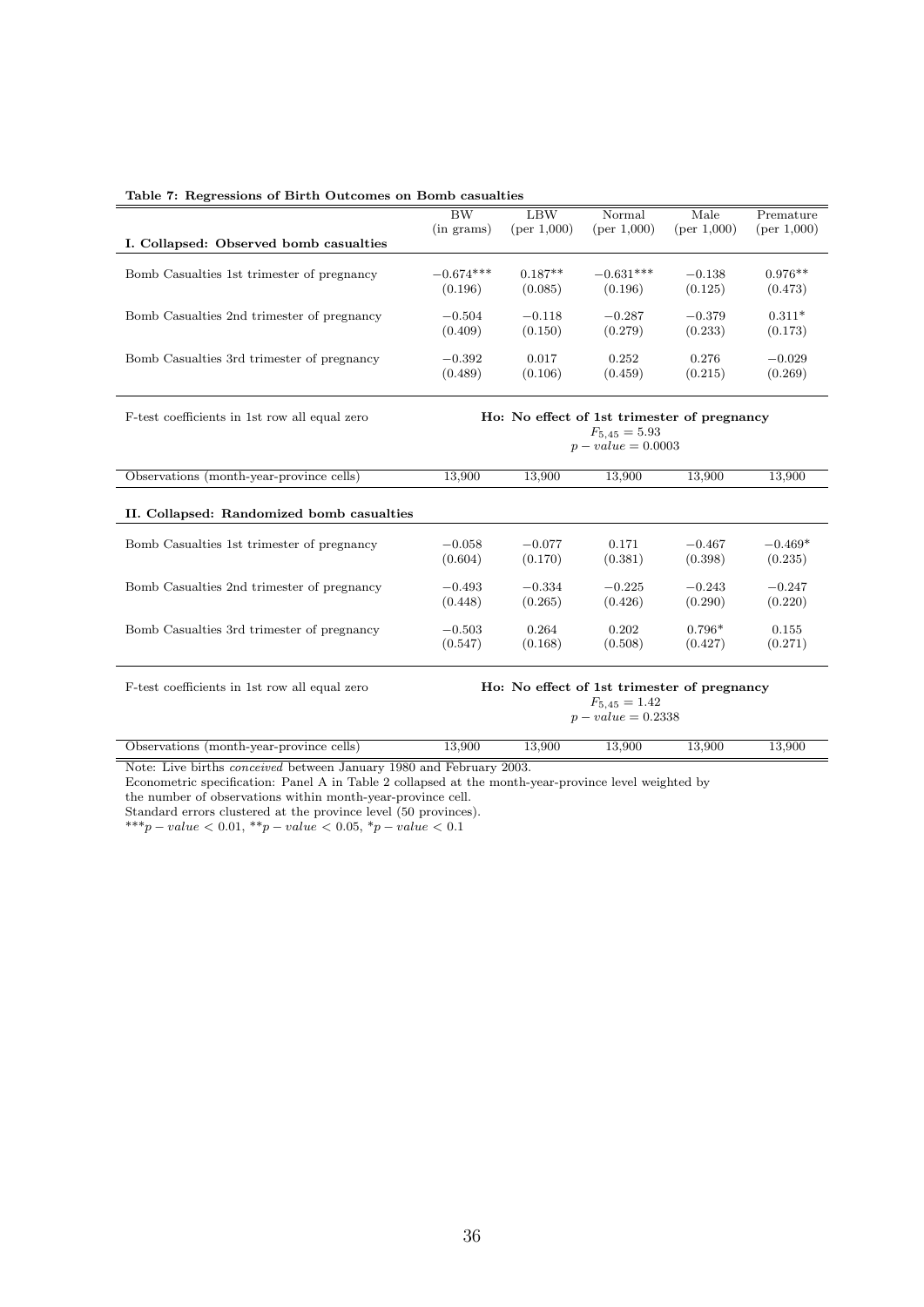**Table 7: Regressions of Birth Outcomes on Bomb casualties**

| | BW (in grams) | LBW (per 1,000) | Normal (per 1,000) | Male (per 1,000) | Premature (per 1,000) |
|---|---|---|---|---|---|
| **I. Collapsed: Observed bomb casualties** | | | | | |
| Bomb Casualties 1st trimester of pregnancy | −0.674*** | 0.187** | −0.631*** | −0.138 | 0.976** |
| | (0.196) | (0.085) | (0.196) | (0.125) | (0.473) |
| Bomb Casualties 2nd trimester of pregnancy | −0.504 | −0.118 | −0.287 | −0.379 | 0.311* |
| | (0.409) | (0.150) | (0.279) | (0.233) | (0.173) |
| Bomb Casualties 3rd trimester of pregnancy | −0.392 | 0.017 | 0.252 | 0.276 | −0.029 |
| | (0.489) | (0.106) | (0.459) | (0.215) | (0.269) |
| F-test coefficients in 1st row all equal zero | **Ho: No effect of 1st trimester of pregnancy** $F_{5,45} = 5.93$ $p-value = 0.0003$ | | | | |
| Observations (month-year-province cells) | 13,900 | 13,900 | 13,900 | 13,900 | 13,900 |
| **II. Collapsed: Randomized bomb casualties** | | | | | |
| Bomb Casualties 1st trimester of pregnancy | −0.058 | −0.077 | 0.171 | −0.467 | −0.469* |
| | (0.604) | (0.170) | (0.381) | (0.398) | (0.235) |
| Bomb Casualties 2nd trimester of pregnancy | −0.493 | −0.334 | −0.225 | −0.243 | −0.247 |
| | (0.448) | (0.265) | (0.426) | (0.290) | (0.220) |
| Bomb Casualties 3rd trimester of pregnancy | −0.503 | 0.264 | 0.202 | 0.796* | 0.155 |
| | (0.547) | (0.168) | (0.508) | (0.427) | (0.271) |
| F-test coefficients in 1st row all equal zero | **Ho: No effect of 1st trimester of pregnancy** $F_{5,45} = 1.42$ $p-value = 0.2338$ | | | | |
| Observations (month-year-province cells) | 13,900 | 13,900 | 13,900 | 13,900 | 13,900 |

Note: Live births *conceived* between January 1980 and February 2003.
Econometric specification: Panel A in Table 2 collapsed at the month-year-province level weighted by the number of observations within month-year-province cell.
Standard errors clustered at the province level (50 provinces).
***$p-value < 0.01$, **$p-value < 0.05$, *$p-value < 0.1$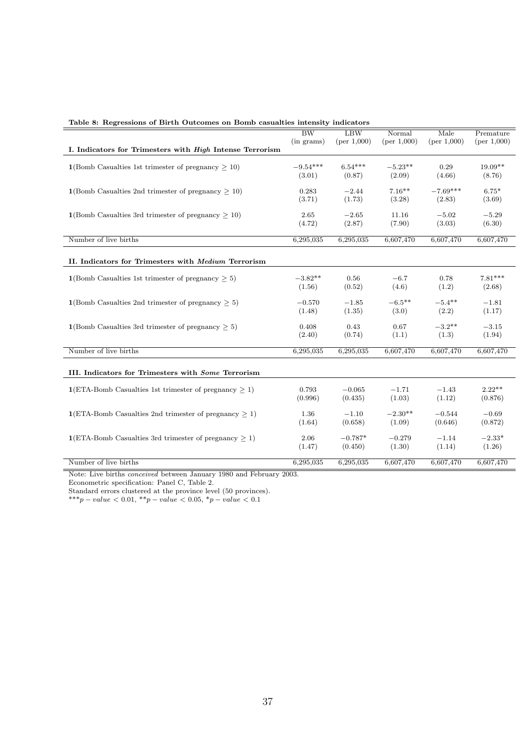**Table 8: Regressions of Birth Outcomes on Bomb casualties intensity indicators**

| | BW (in grams) | LBW (per 1,000) | Normal (per 1,000) | Male (per 1,000) | Premature (per 1,000) |
|---|---|---|---|---|---|
| **I. Indicators for Trimesters with *High* Intense Terrorism** | | | | | |
| $\mathbf{1}$(Bomb Casualties 1st trimester of pregnancy $\geq 10$) | $-9.54^{***}$ | $6.54^{***}$ | $-5.23^{**}$ | 0.29 | $19.09^{**}$ |
| | (3.01) | (0.87) | (2.09) | (4.66) | (8.76) |
| $\mathbf{1}$(Bomb Casualties 2nd trimester of pregnancy $\geq 10$) | 0.283 | $-2.44$ | $7.16^{**}$ | $-7.69^{***}$ | $6.75^{*}$ |
| | (3.71) | (1.73) | (3.28) | (2.83) | (3.69) |
| $\mathbf{1}$(Bomb Casualties 3rd trimester of pregnancy $\geq 10$) | 2.65 | $-2.65$ | 11.16 | $-5.02$ | $-5.29$ |
| | (4.72) | (2.87) | (7.90) | (3.03) | (6.30) |
| Number of live births | 6,295,035 | 6,295,035 | 6,607,470 | 6,607,470 | 6,607,470 |
| **II. Indicators for Trimesters with *Medium* Terrorism** | | | | | |
| $\mathbf{1}$(Bomb Casualties 1st trimester of pregnancy $\geq 5$) | $-3.82^{**}$ | 0.56 | $-6.7$ | 0.78 | $7.81^{***}$ |
| | (1.56) | (0.52) | (4.6) | (1.2) | (2.68) |
| $\mathbf{1}$(Bomb Casualties 2nd trimester of pregnancy $\geq 5$) | $-0.570$ | $-1.85$ | $-6.5^{**}$ | $-5.4^{**}$ | $-1.81$ |
| | (1.48) | (1.35) | (3.0) | (2.2) | (1.17) |
| $\mathbf{1}$(Bomb Casualties 3rd trimester of pregnancy $\geq 5$) | 0.408 | 0.43 | 0.67 | $-3.2^{**}$ | $-3.15$ |
| | (2.40) | (0.74) | (1.1) | (1.3) | (1.94) |
| Number of live births | 6,295,035 | 6,295,035 | 6,607,470 | 6,607,470 | 6,607,470 |
| **III. Indicators for Trimesters with *Some* Terrorism** | | | | | |
| $\mathbf{1}$(ETA-Bomb Casualties 1st trimester of pregnancy $\geq 1$) | 0.793 | $-0.065$ | $-1.71$ | $-1.43$ | $2.22^{**}$ |
| | (0.996) | (0.435) | (1.03) | (1.12) | (0.876) |
| $\mathbf{1}$(ETA-Bomb Casualties 2nd trimester of pregnancy $\geq 1$) | 1.36 | $-1.10$ | $-2.30^{**}$ | $-0.544$ | $-0.69$ |
| | (1.64) | (0.658) | (1.09) | (0.646) | (0.872) |
| $\mathbf{1}$(ETA-Bomb Casualties 3rd trimester of pregnancy $\geq 1$) | 2.06 | $-0.787^{*}$ | $-0.279$ | $-1.14$ | $-2.33^{*}$ |
| | (1.47) | (0.450) | (1.30) | (1.14) | (1.26) |
| Number of live births | 6,295,035 | 6,295,035 | 6,607,470 | 6,607,470 | 6,607,470 |

Note: Live births *conceived* between January 1980 and February 2003.
Econometric specification: Panel C, Table 2.
Standard errors clustered at the province level (50 provinces).
$^{***}p-value < 0.01$, $^{**}p-value < 0.05$, $^{*}p-value < 0.1$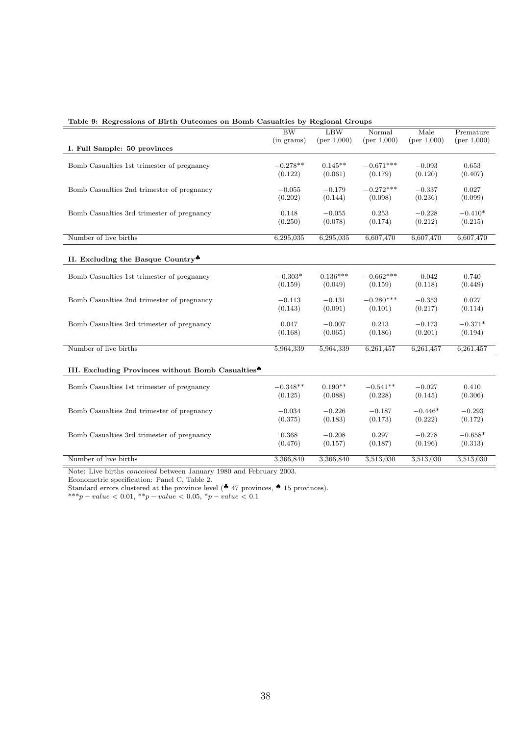**Table 9: Regressions of Birth Outcomes on Bomb Casualties by Regional Groups**

| | BW (in grams) | LBW (per 1,000) | Normal (per 1,000) | Male (per 1,000) | Premature (per 1,000) |
|---|---|---|---|---|---|
| **I. Full Sample: 50 provinces** | | | | | |
| Bomb Casualties 1st trimester of pregnancy | −0.278** | 0.145** | −0.671*** | −0.093 | 0.653 |
| | (0.122) | (0.061) | (0.179) | (0.120) | (0.407) |
| Bomb Casualties 2nd trimester of pregnancy | −0.055 | −0.179 | −0.272*** | −0.337 | 0.027 |
| | (0.202) | (0.144) | (0.098) | (0.236) | (0.099) |
| Bomb Casualties 3rd trimester of pregnancy | 0.148 | −0.055 | 0.253 | −0.228 | −0.410* |
| | (0.250) | (0.078) | (0.174) | (0.212) | (0.215) |
| Number of live births | 6,295,035 | 6,295,035 | 6,607,470 | 6,607,470 | 6,607,470 |
| **II. Excluding the Basque Country♣** | | | | | |
| Bomb Casualties 1st trimester of pregnancy | −0.303* | 0.136*** | −0.662*** | −0.042 | 0.740 |
| | (0.159) | (0.049) | (0.159) | (0.118) | (0.449) |
| Bomb Casualties 2nd trimester of pregnancy | −0.113 | −0.131 | −0.280*** | −0.353 | 0.027 |
| | (0.143) | (0.091) | (0.101) | (0.217) | (0.114) |
| Bomb Casualties 3rd trimester of pregnancy | 0.047 | −0.007 | 0.213 | −0.173 | −0.371* |
| | (0.168) | (0.065) | (0.186) | (0.201) | (0.194) |
| Number of live births | 5,964,339 | 5,964,339 | 6,261,457 | 6,261,457 | 6,261,457 |
| **III. Excluding Provinces without Bomb Casualties♠** | | | | | |
| Bomb Casualties 1st trimester of pregnancy | −0.348** | 0.190** | −0.541** | −0.027 | 0.410 |
| | (0.125) | (0.088) | (0.228) | (0.145) | (0.306) |
| Bomb Casualties 2nd trimester of pregnancy | −0.034 | −0.226 | −0.187 | −0.446* | −0.293 |
| | (0.375) | (0.183) | (0.173) | (0.222) | (0.172) |
| Bomb Casualties 3rd trimester of pregnancy | 0.368 | −0.208 | 0.297 | −0.278 | −0.658* |
| | (0.476) | (0.157) | (0.187) | (0.196) | (0.313) |
| Number of live births | 3,366,840 | 3,366,840 | 3,513,030 | 3,513,030 | 3,513,030 |

Note: Live births *conceived* between January 1980 and February 2003.

Econometric specification: Panel C, Table 2.

Standard errors clustered at the province level (♣ 47 provinces, ♠ 15 provinces).

$***p-value < 0.01$, $**p-value < 0.05$, $*p-value < 0.1$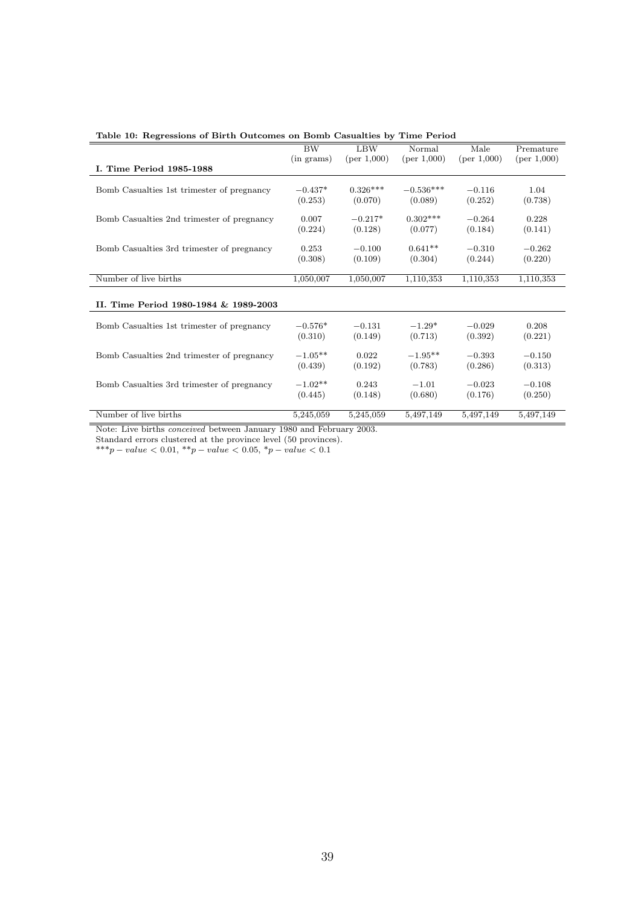**Table 10: Regressions of Birth Outcomes on Bomb Casualties by Time Period**

| | BW (in grams) | LBW (per 1,000) | Normal (per 1,000) | Male (per 1,000) | Premature (per 1,000) |
|---|---|---|---|---|---|
| **I. Time Period 1985-1988** | | | | | |
| Bomb Casualties 1st trimester of pregnancy | $-0.437^{*}$ | $0.326^{***}$ | $-0.536^{***}$ | $-0.116$ | 1.04 |
| | (0.253) | (0.070) | (0.089) | (0.252) | (0.738) |
| Bomb Casualties 2nd trimester of pregnancy | 0.007 | $-0.217^{*}$ | $0.302^{***}$ | $-0.264$ | 0.228 |
| | (0.224) | (0.128) | (0.077) | (0.184) | (0.141) |
| Bomb Casualties 3rd trimester of pregnancy | 0.253 | $-0.100$ | $0.641^{**}$ | $-0.310$ | $-0.262$ |
| | (0.308) | (0.109) | (0.304) | (0.244) | (0.220) |
| Number of live births | 1,050,007 | 1,050,007 | 1,110,353 | 1,110,353 | 1,110,353 |
| **II. Time Period 1980-1984 & 1989-2003** | | | | | |
| Bomb Casualties 1st trimester of pregnancy | $-0.576^{*}$ | $-0.131$ | $-1.29^{*}$ | $-0.029$ | 0.208 |
| | (0.310) | (0.149) | (0.713) | (0.392) | (0.221) |
| Bomb Casualties 2nd trimester of pregnancy | $-1.05^{**}$ | 0.022 | $-1.95^{**}$ | $-0.393$ | $-0.150$ |
| | (0.439) | (0.192) | (0.783) | (0.286) | (0.313) |
| Bomb Casualties 3rd trimester of pregnancy | $-1.02^{**}$ | 0.243 | $-1.01$ | $-0.023$ | $-0.108$ |
| | (0.445) | (0.148) | (0.680) | (0.176) | (0.250) |
| Number of live births | 5,245,059 | 5,245,059 | 5,497,149 | 5,497,149 | 5,497,149 |

Note: Live births *conceived* between January 1980 and February 2003.
Standard errors clustered at the province level (50 provinces).
$^{***}p-value < 0.01$, $^{**}p-value < 0.05$, $^{*}p-value < 0.1$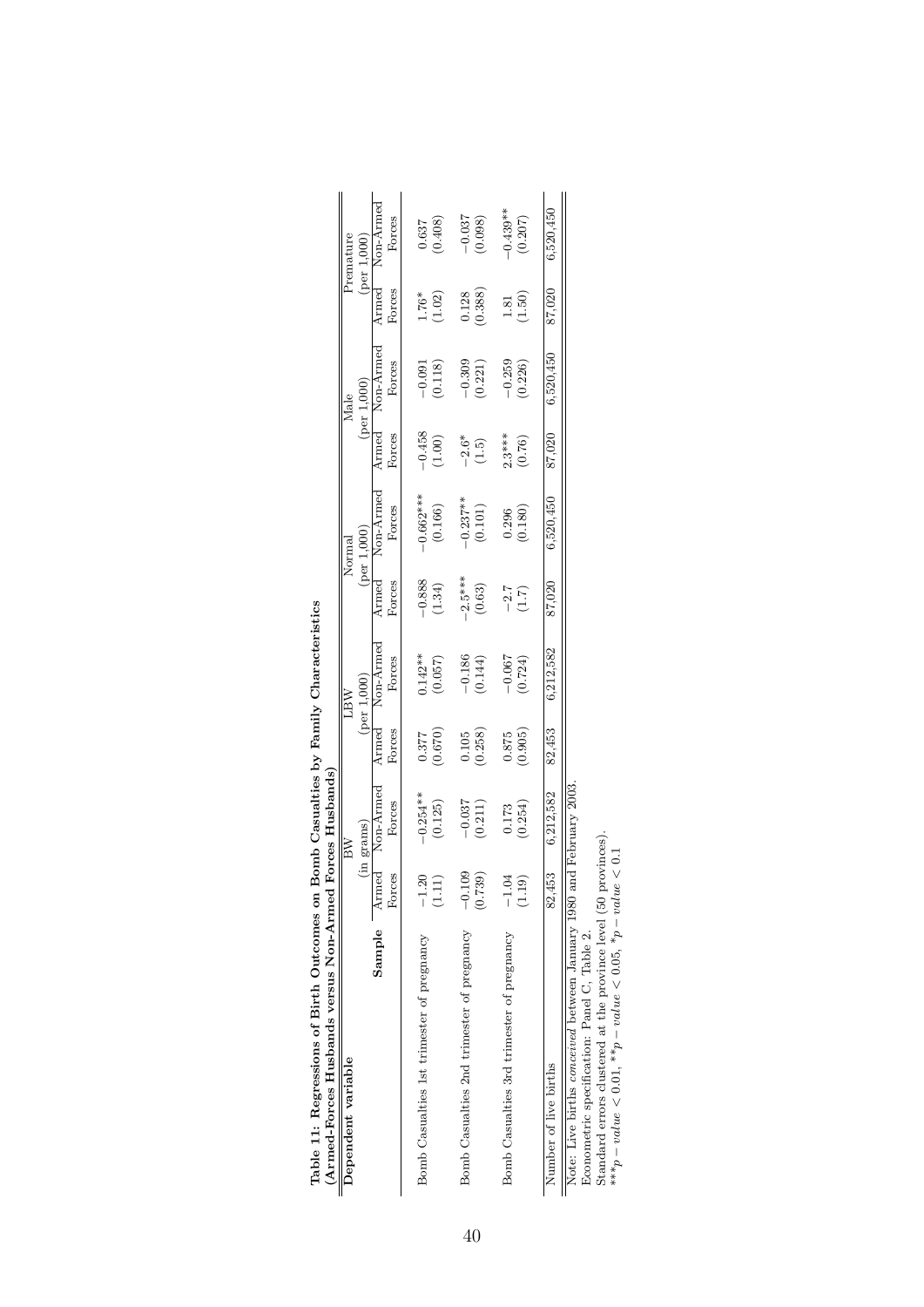**Table 11: Regressions of Birth Outcomes on Bomb Casualties by Family Characteristics (Armed-Forces Husbands versus Non-Armed Forces Husbands)**

| Dependent variable | BW (in grams) | | LBW (per 1,000) | | Normal (per 1,000) | | Male (per 1,000) | | Premature (per 1,000) | |
|---|---|---|---|---|---|---|---|---|---|---|
| **Sample** | Armed Forces | Non-Armed Forces | Armed Forces | Non-Armed Forces | Armed Forces | Non-Armed Forces | Armed Forces | Non-Armed Forces | Armed Forces | Non-Armed Forces |
| Bomb Casualties 1st trimester of pregnancy | −1.20 | −0.254** | 0.377 | 0.142** | −0.888 | −0.662*** | −0.458 | −0.091 | 1.76* | 0.637 |
| | (1.11) | (0.125) | (0.670) | (0.057) | (1.34) | (0.166) | (1.00) | (0.118) | (1.02) | (0.408) |
| Bomb Casualties 2nd trimester of pregnancy | −0.109 | −0.037 | 0.105 | −0.186 | −2.5*** | −0.237** | −2.6* | −0.309 | 0.128 | −0.037 |
| | (0.739) | (0.211) | (0.258) | (0.144) | (0.63) | (0.101) | (1.5) | (0.221) | (0.388) | (0.098) |
| Bomb Casualties 3rd trimester of pregnancy | −1.04 | 0.173 | 0.875 | −0.067 | −2.7 | 0.296 | 2.3*** | −0.259 | 1.81 | −0.439** |
| | (1.19) | (0.254) | (0.905) | (0.724) | (1.7) | (0.180) | (0.76) | (0.226) | (1.50) | (0.207) |
| Number of live births | 82,453 | 6,212,582 | 82,453 | 6,212,582 | 87,020 | 6,520,450 | 87,020 | 6,520,450 | 87,020 | 6,520,450 |

Note: Live births *conceived* between January 1980 and February 2003.
Econometric specification: Panel C, Table 2.
Standard errors clustered at the province level (50 provinces).
$^{***}p-value < 0.01$, $^{**}p-value < 0.05$, $^{*}p-value < 0.1$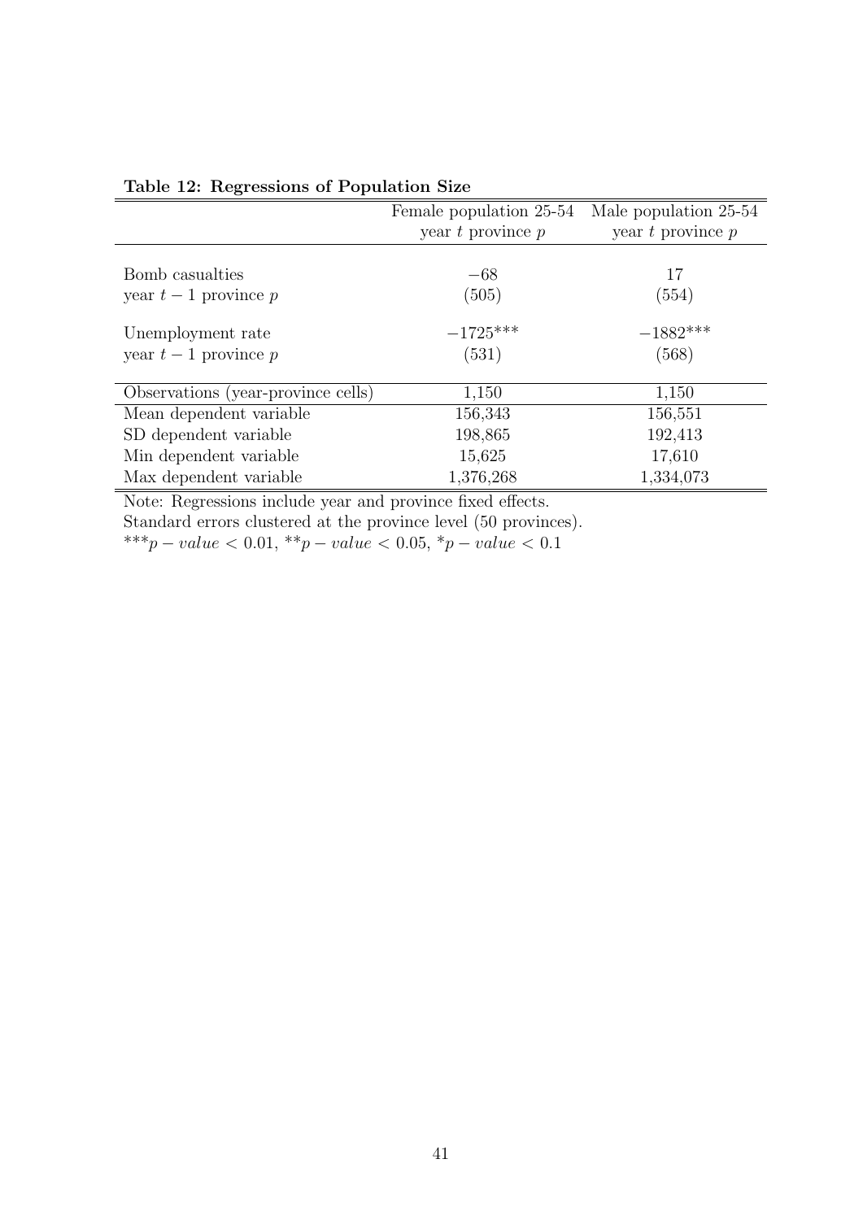**Table 12: Regressions of Population Size**

| | Female population 25-54 year $t$ province $p$ | Male population 25-54 year $t$ province $p$ |
|---|---|---|
| Bomb casualties year $t-1$ province $p$ | $-68$ (505) | 17 (554) |
| Unemployment rate year $t-1$ province $p$ | $-1725^{***}$ (531) | $-1882^{***}$ (568) |
| Observations (year-province cells) | 1,150 | 1,150 |
| Mean dependent variable | 156,343 | 156,551 |
| SD dependent variable | 198,865 | 192,413 |
| Min dependent variable | 15,625 | 17,610 |
| Max dependent variable | 1,376,268 | 1,334,073 |

Note: Regressions include year and province fixed effects.
Standard errors clustered at the province level (50 provinces).
$^{***}p-value < 0.01$, $^{**}p-value < 0.05$, $^{*}p-value < 0.1$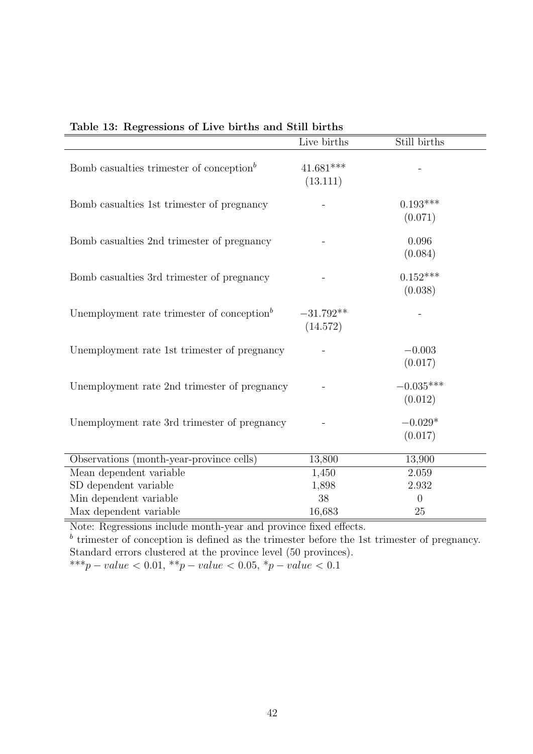**Table 13: Regressions of Live births and Still births**

| | Live births | Still births |
|---|---|---|
| Bomb casualties trimester of conception[b] | 41.681*** | - |
| | (13.111) | |
| Bomb casualties 1st trimester of pregnancy | - | 0.193*** |
| | | (0.071) |
| Bomb casualties 2nd trimester of pregnancy | - | 0.096 |
| | | (0.084) |
| Bomb casualties 3rd trimester of pregnancy | - | 0.152*** |
| | | (0.038) |
| Unemployment rate trimester of conception[b] | −31.792** | - |
| | (14.572) | |
| Unemployment rate 1st trimester of pregnancy | - | −0.003 |
| | | (0.017) |
| Unemployment rate 2nd trimester of pregnancy | - | −0.035*** |
| | | (0.012) |
| Unemployment rate 3rd trimester of pregnancy | - | −0.029* |
| | | (0.017) |
| Observations (month-year-province cells) | 13,800 | 13,900 |
| Mean dependent variable | 1,450 | 2.059 |
| SD dependent variable | 1,898 | 2.932 |
| Min dependent variable | 38 | 0 |
| Max dependent variable | 16,683 | 25 |

Note: Regressions include month-year and province fixed effects.
[b] trimester of conception is defined as the trimester before the 1st trimester of pregnancy.
Standard errors clustered at the province level (50 provinces).
$^{***}p-value < 0.01$, $^{**}p-value < 0.05$, $^{*}p-value < 0.1$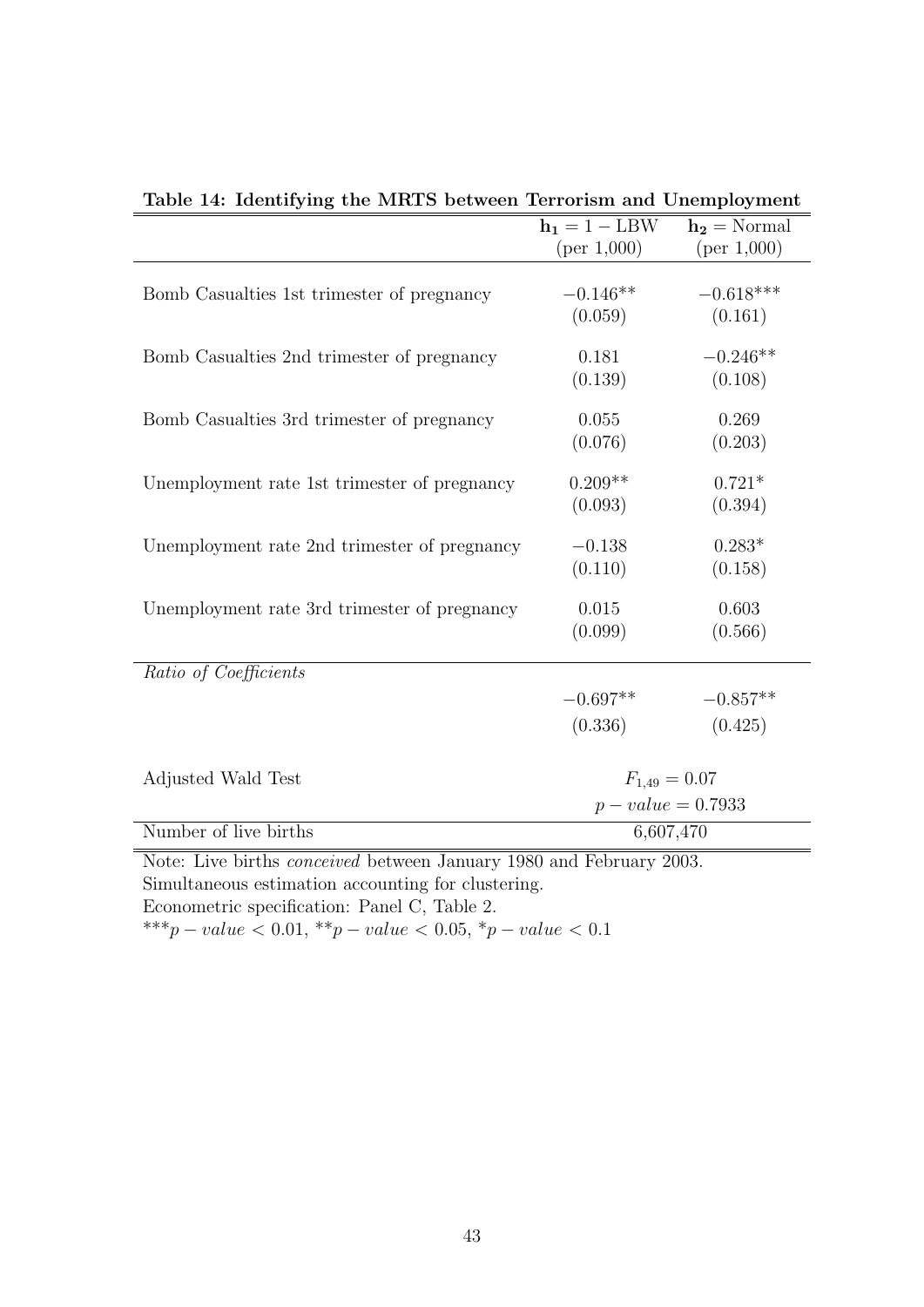**Table 14: Identifying the MRTS between Terrorism and Unemployment**

| | $\mathbf{h_1} = 1 - \text{LBW}$ (per 1,000) | $\mathbf{h_2} = \text{Normal}$ (per 1,000) |
|---|---|---|
| Bomb Casualties 1st trimester of pregnancy | $-0.146^{**}$ | $-0.618^{***}$ |
| | (0.059) | (0.161) |
| Bomb Casualties 2nd trimester of pregnancy | 0.181 | $-0.246^{**}$ |
| | (0.139) | (0.108) |
| Bomb Casualties 3rd trimester of pregnancy | 0.055 | 0.269 |
| | (0.076) | (0.203) |
| Unemployment rate 1st trimester of pregnancy | $0.209^{**}$ | $0.721^{*}$ |
| | (0.093) | (0.394) |
| Unemployment rate 2nd trimester of pregnancy | $-0.138$ | $0.283^{*}$ |
| | (0.110) | (0.158) |
| Unemployment rate 3rd trimester of pregnancy | 0.015 | 0.603 |
| | (0.099) | (0.566) |
| *Ratio of Coefficients* | | |
| | $-0.697^{**}$ | $-0.857^{**}$ |
| | (0.336) | (0.425) |
| Adjusted Wald Test | $F_{1,49} = 0.07$ | |
| | $p - value = 0.7933$ | |
| Number of live births | 6,607,470 | |

Note: Live births *conceived* between January 1980 and February 2003.
Simultaneous estimation accounting for clustering.
Econometric specification: Panel C, Table 2.
$^{***}p - value < 0.01$, $^{**}p - value < 0.05$, $^{*}p - value < 0.1$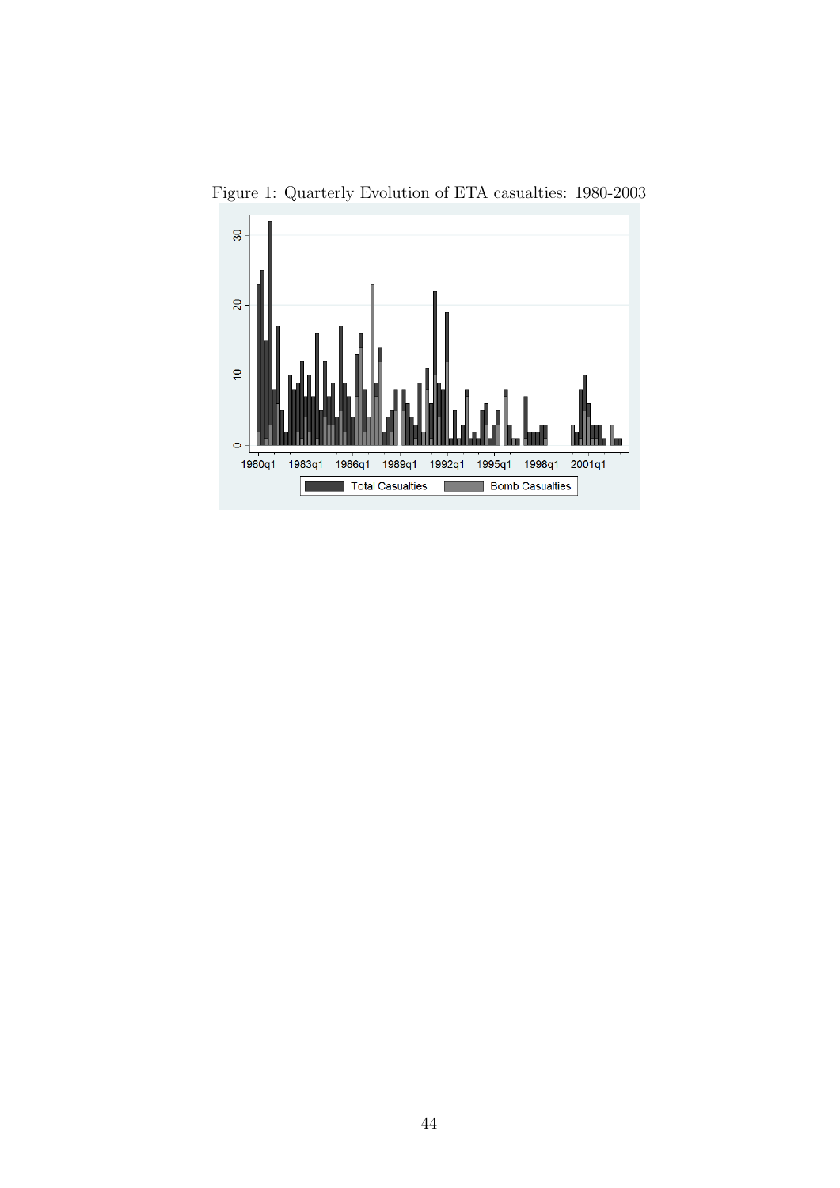Figure 1: Quarterly Evolution of ETA casualties: 1980-2003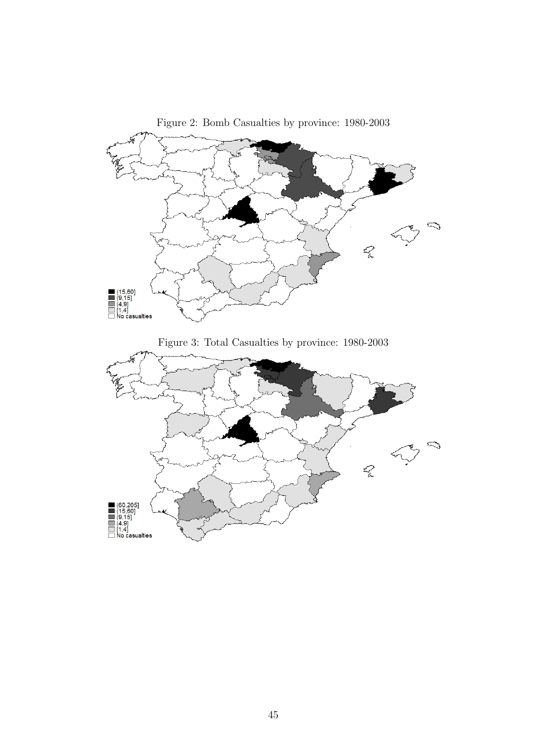Figure 2: Bomb Casualties by province: 1980-2003

Figure 3: Total Casualties by province: 1980-2003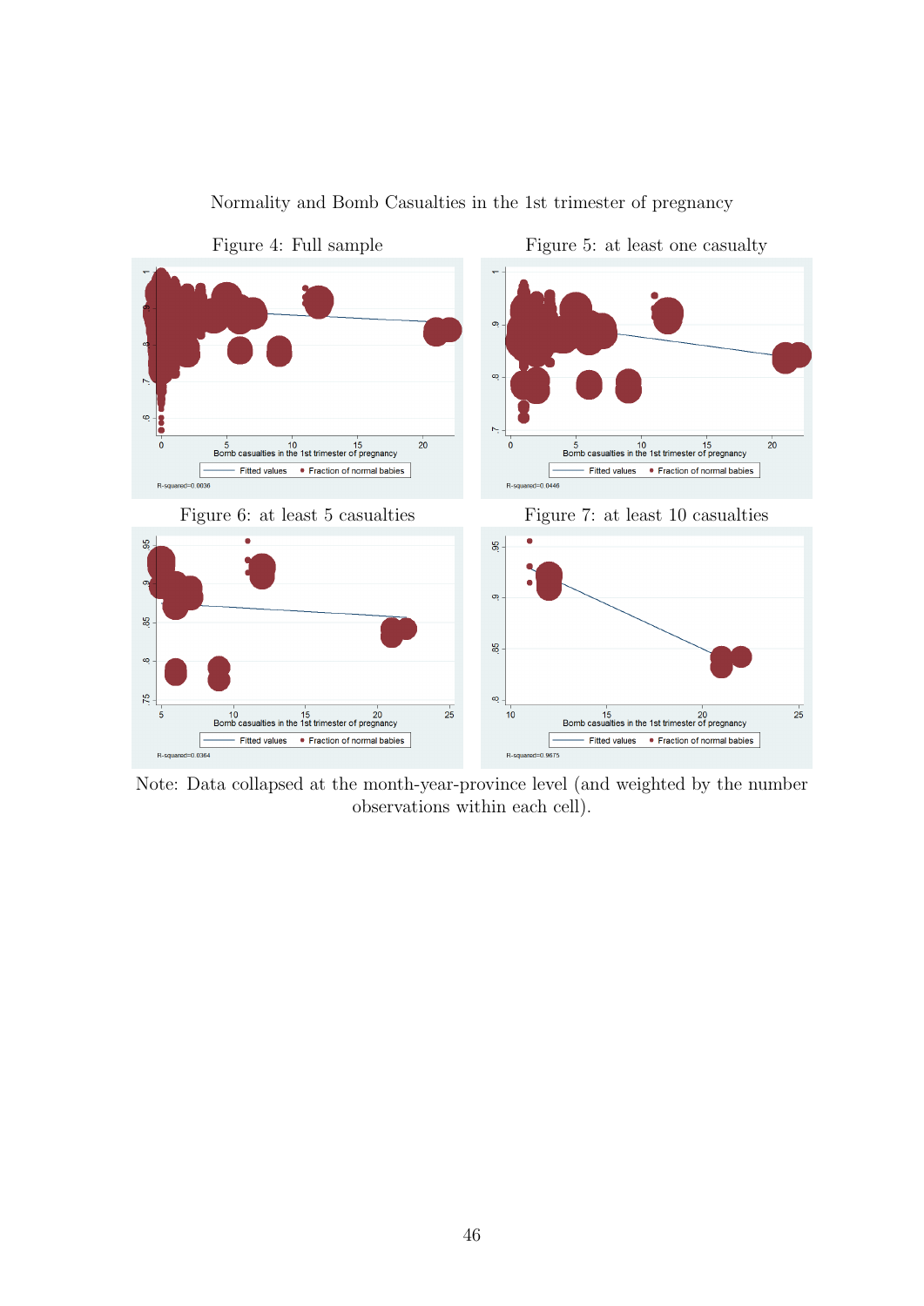Normality and Bomb Casualties in the 1st trimester of pregnancy

Figure 4: Full sample

Figure 5: at least one casualty

Figure 6: at least 5 casualties

Figure 7: at least 10 casualties

Note: Data collapsed at the month-year-province level (and weighted by the number observations within each cell).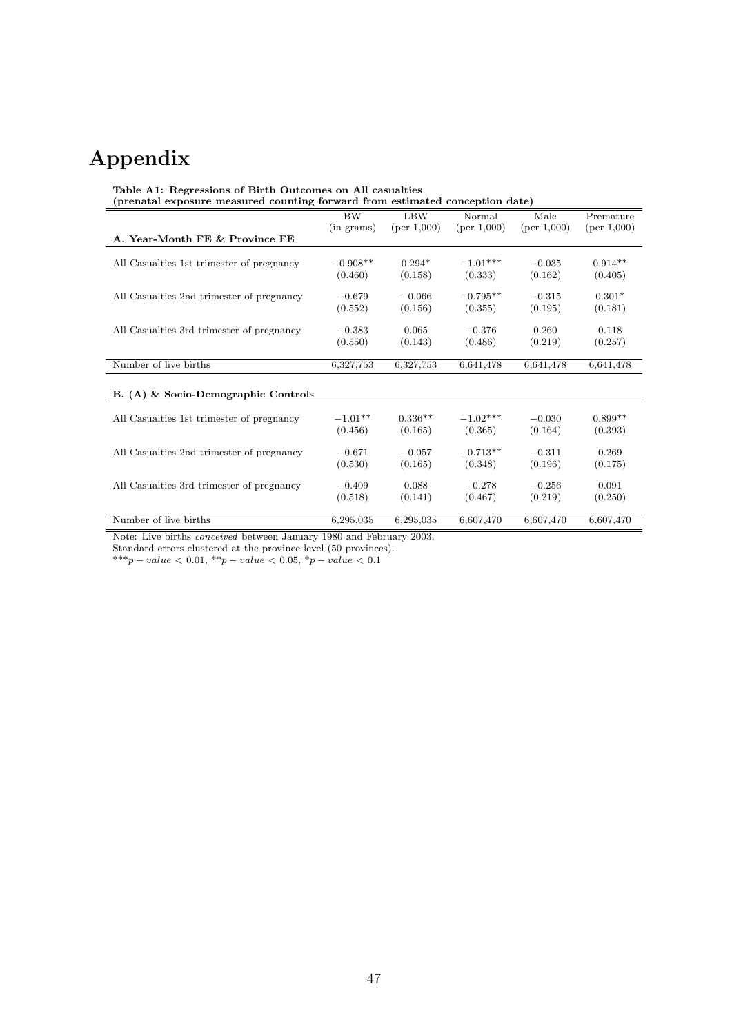# Appendix

**Table A1: Regressions of Birth Outcomes on All casualties**
**(prenatal exposure measured counting forward from estimated conception date)**

| | BW (in grams) | LBW (per 1,000) | Normal (per 1,000) | Male (per 1,000) | Premature (per 1,000) |
|---|---|---|---|---|---|
| **A. Year-Month FE & Province FE** | | | | | |
| All Casualties 1st trimester of pregnancy | $-0.908^{**}$ | $0.294^{*}$ | $-1.01^{***}$ | $-0.035$ | $0.914^{**}$ |
| | (0.460) | (0.158) | (0.333) | (0.162) | (0.405) |
| All Casualties 2nd trimester of pregnancy | $-0.679$ | $-0.066$ | $-0.795^{**}$ | $-0.315$ | $0.301^{*}$ |
| | (0.552) | (0.156) | (0.355) | (0.195) | (0.181) |
| All Casualties 3rd trimester of pregnancy | $-0.383$ | 0.065 | $-0.376$ | 0.260 | 0.118 |
| | (0.550) | (0.143) | (0.486) | (0.219) | (0.257) |
| Number of live births | 6,327,753 | 6,327,753 | 6,641,478 | 6,641,478 | 6,641,478 |
| **B. (A) & Socio-Demographic Controls** | | | | | |
| All Casualties 1st trimester of pregnancy | $-1.01^{**}$ | $0.336^{**}$ | $-1.02^{***}$ | $-0.030$ | $0.899^{**}$ |
| | (0.456) | (0.165) | (0.365) | (0.164) | (0.393) |
| All Casualties 2nd trimester of pregnancy | $-0.671$ | $-0.057$ | $-0.713^{**}$ | $-0.311$ | 0.269 |
| | (0.530) | (0.165) | (0.348) | (0.196) | (0.175) |
| All Casualties 3rd trimester of pregnancy | $-0.409$ | 0.088 | $-0.278$ | $-0.256$ | 0.091 |
| | (0.518) | (0.141) | (0.467) | (0.219) | (0.250) |
| Number of live births | 6,295,035 | 6,295,035 | 6,607,470 | 6,607,470 | 6,607,470 |

Note: Live births *conceived* between January 1980 and February 2003.
Standard errors clustered at the province level (50 provinces).
$^{***}p-value < 0.01$, $^{**}p-value < 0.05$, $^{*}p-value < 0.1$